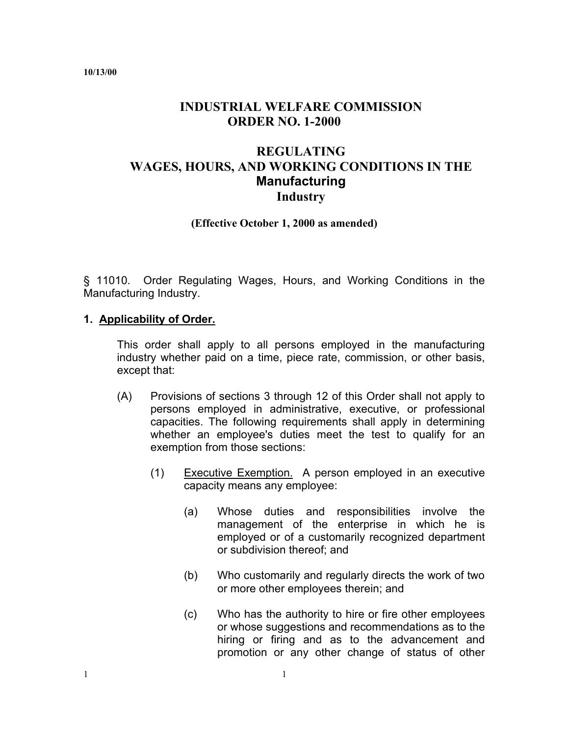10/13/00

# INDUSTRIAL WELFARE COMMISSION ORDER NO. 1-2000

# REGULATING WAGES, HOURS, AND WORKING CONDITIONS IN THE Manufacturing Industry

**(Effective October 1, 2000 as amended)**

§ 11010. Order Regulating Wages, Hours, and Working Conditions in the Manufacturing Industry.

## 1. Applicability of Order.

This order shall apply to all persons employed in the manufacturing industry whether paid on a time, piece rate, commission, or other basis, except that:

(A) Provisions of sections 3 through 12 of this Order shall not apply to persons employed in administrative, executive, or professional capacities. The following requirements shall apply in determining whether an employee's duties meet the test to qualify for an exemption from those sections:

(1) Executive Exemption. A person employed in an executive capacity means any employee:

(a) Whose duties and responsibilities involve the management of the enterprise in which he is employed or of a customarily recognized department or subdivision thereof; and

(b) Who customarily and regularly directs the work of two or more other employees therein; and

(c) Who has the authority to hire or fire other employees or whose suggestions and recommendations as to the hiring or firing and as to the advancement and promotion or any other change of status of other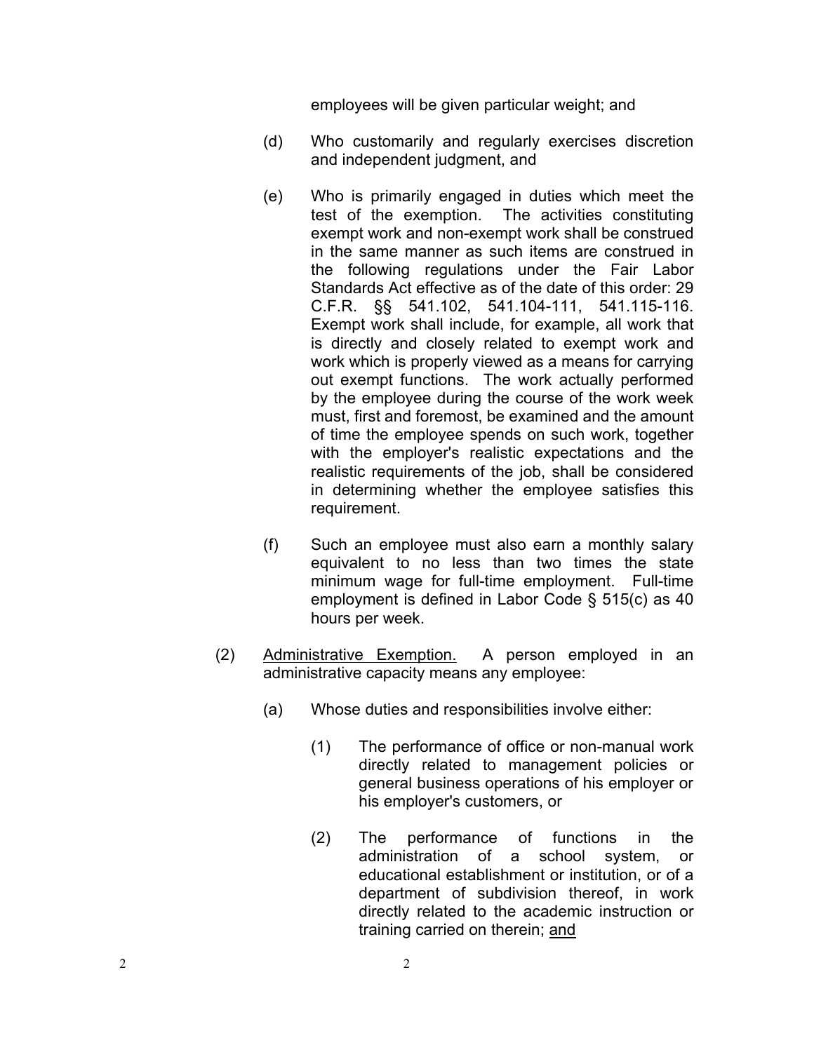employees will be given particular weight; and

(d) Who customarily and regularly exercises discretion and independent judgment, and

(e) Who is primarily engaged in duties which meet the test of the exemption. The activities constituting exempt work and non-exempt work shall be construed in the same manner as such items are construed in the following regulations under the Fair Labor Standards Act effective as of the date of this order: 29 C.F.R. §§ 541.102, 541.104-111, 541.115-116. Exempt work shall include, for example, all work that is directly and closely related to exempt work and work which is properly viewed as a means for carrying out exempt functions. The work actually performed by the employee during the course of the work week must, first and foremost, be examined and the amount of time the employee spends on such work, together with the employer's realistic expectations and the realistic requirements of the job, shall be considered in determining whether the employee satisfies this requirement.

(f) Such an employee must also earn a monthly salary equivalent to no less than two times the state minimum wage for full-time employment. Full-time employment is defined in Labor Code § 515(c) as 40 hours per week.

(2) <u>Administrative Exemption.</u> A person employed in an administrative capacity means any employee:

(a) Whose duties and responsibilities involve either:

(1) The performance of office or non-manual work directly related to management policies or general business operations of his employer or his employer's customers, or

(2) The performance of functions in the administration of a school system, or educational establishment or institution, or of a department of subdivision thereof, in work directly related to the academic instruction or training carried on therein; <u>and</u>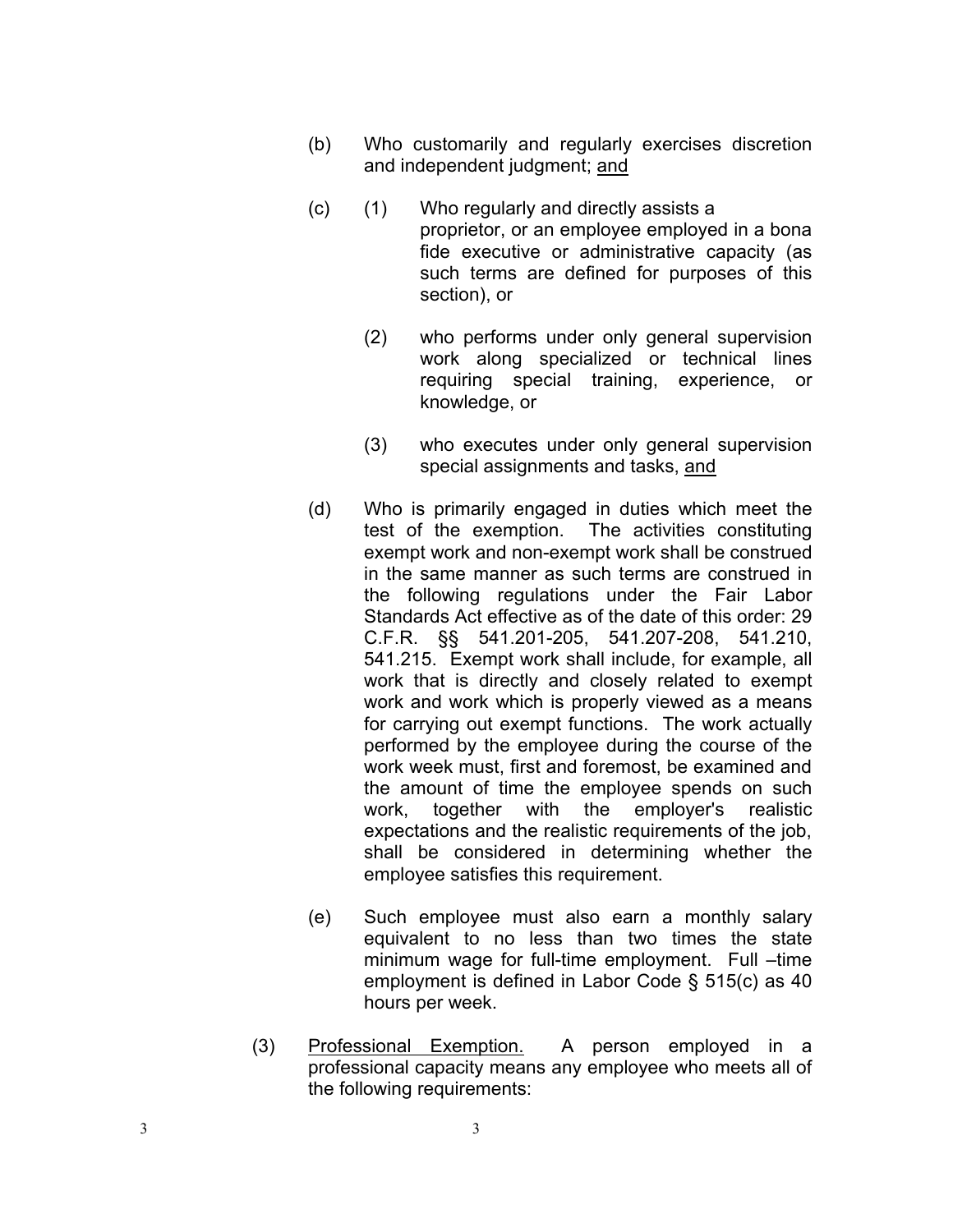(b) Who customarily and regularly exercises discretion and independent judgment; <u>and</u>

(c) (1) Who regularly and directly assists a proprietor, or an employee employed in a bona fide executive or administrative capacity (as such terms are defined for purposes of this section), or

(2) who performs under only general supervision work along specialized or technical lines requiring special training, experience, or knowledge, or

(3) who executes under only general supervision special assignments and tasks, <u>and</u>

(d) Who is primarily engaged in duties which meet the test of the exemption. The activities constituting exempt work and non-exempt work shall be construed in the same manner as such terms are construed in the following regulations under the Fair Labor Standards Act effective as of the date of this order: 29 C.F.R. §§ 541.201-205, 541.207-208, 541.210, 541.215. Exempt work shall include, for example, all work that is directly and closely related to exempt work and work which is properly viewed as a means for carrying out exempt functions. The work actually performed by the employee during the course of the work week must, first and foremost, be examined and the amount of time the employee spends on such work, together with the employer's realistic expectations and the realistic requirements of the job, shall be considered in determining whether the employee satisfies this requirement.

(e) Such employee must also earn a monthly salary equivalent to no less than two times the state minimum wage for full-time employment. Full –time employment is defined in Labor Code § 515(c) as 40 hours per week.

(3) <u>Professional Exemption.</u> A person employed in a professional capacity means any employee who meets all of the following requirements: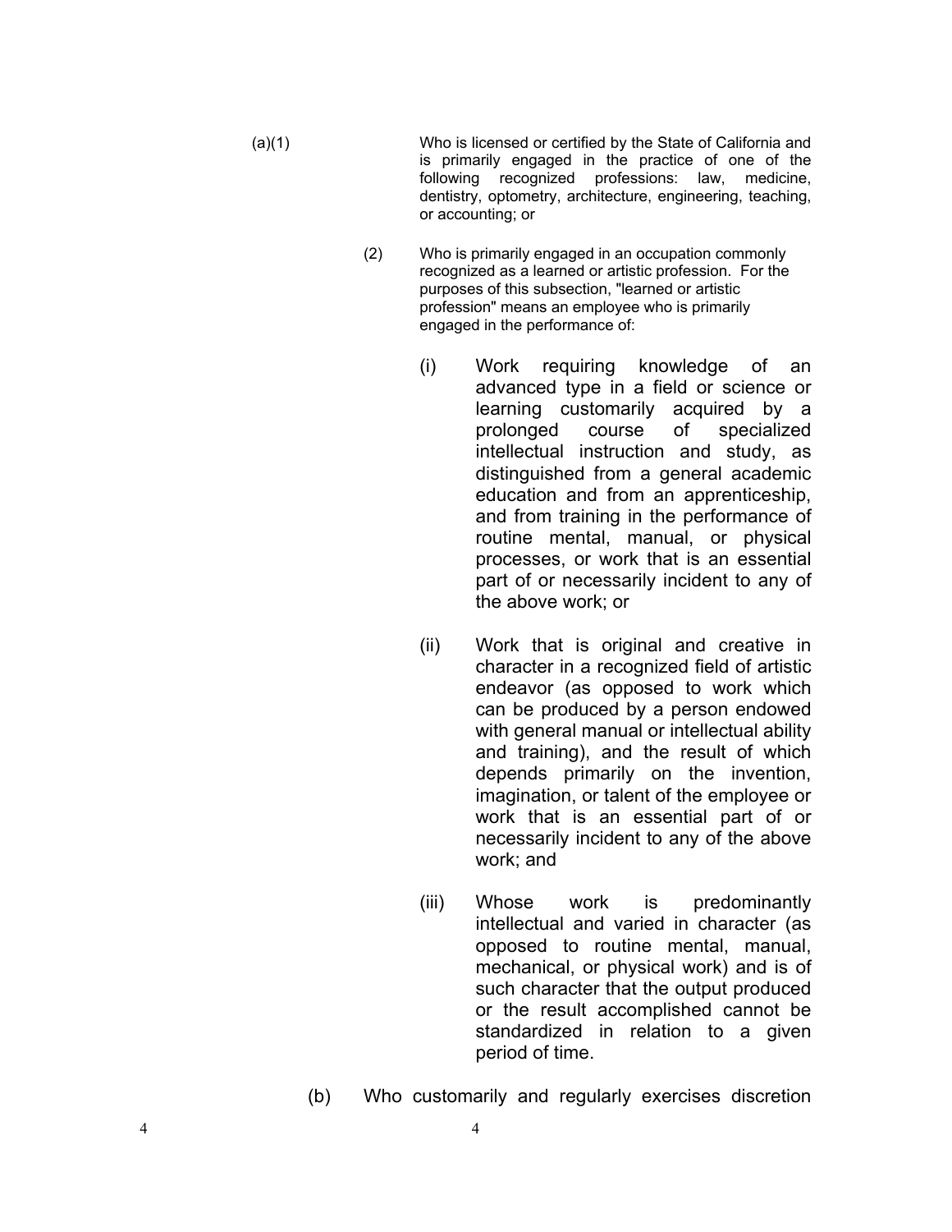(a)(1) Who is licensed or certified by the State of California and is primarily engaged in the practice of one of the following recognized professions: law, medicine, dentistry, optometry, architecture, engineering, teaching, or accounting; or

(2) Who is primarily engaged in an occupation commonly recognized as a learned or artistic profession. For the purposes of this subsection, "learned or artistic profession" means an employee who is primarily engaged in the performance of:

(i) Work requiring knowledge of an advanced type in a field or science or learning customarily acquired by a prolonged course of specialized intellectual instruction and study, as distinguished from a general academic education and from an apprenticeship, and from training in the performance of routine mental, manual, or physical processes, or work that is an essential part of or necessarily incident to any of the above work; or

(ii) Work that is original and creative in character in a recognized field of artistic endeavor (as opposed to work which can be produced by a person endowed with general manual or intellectual ability and training), and the result of which depends primarily on the invention, imagination, or talent of the employee or work that is an essential part of or necessarily incident to any of the above work; and

(iii) Whose work is predominantly intellectual and varied in character (as opposed to routine mental, manual, mechanical, or physical work) and is of such character that the output produced or the result accomplished cannot be standardized in relation to a given period of time.

(b) Who customarily and regularly exercises discretion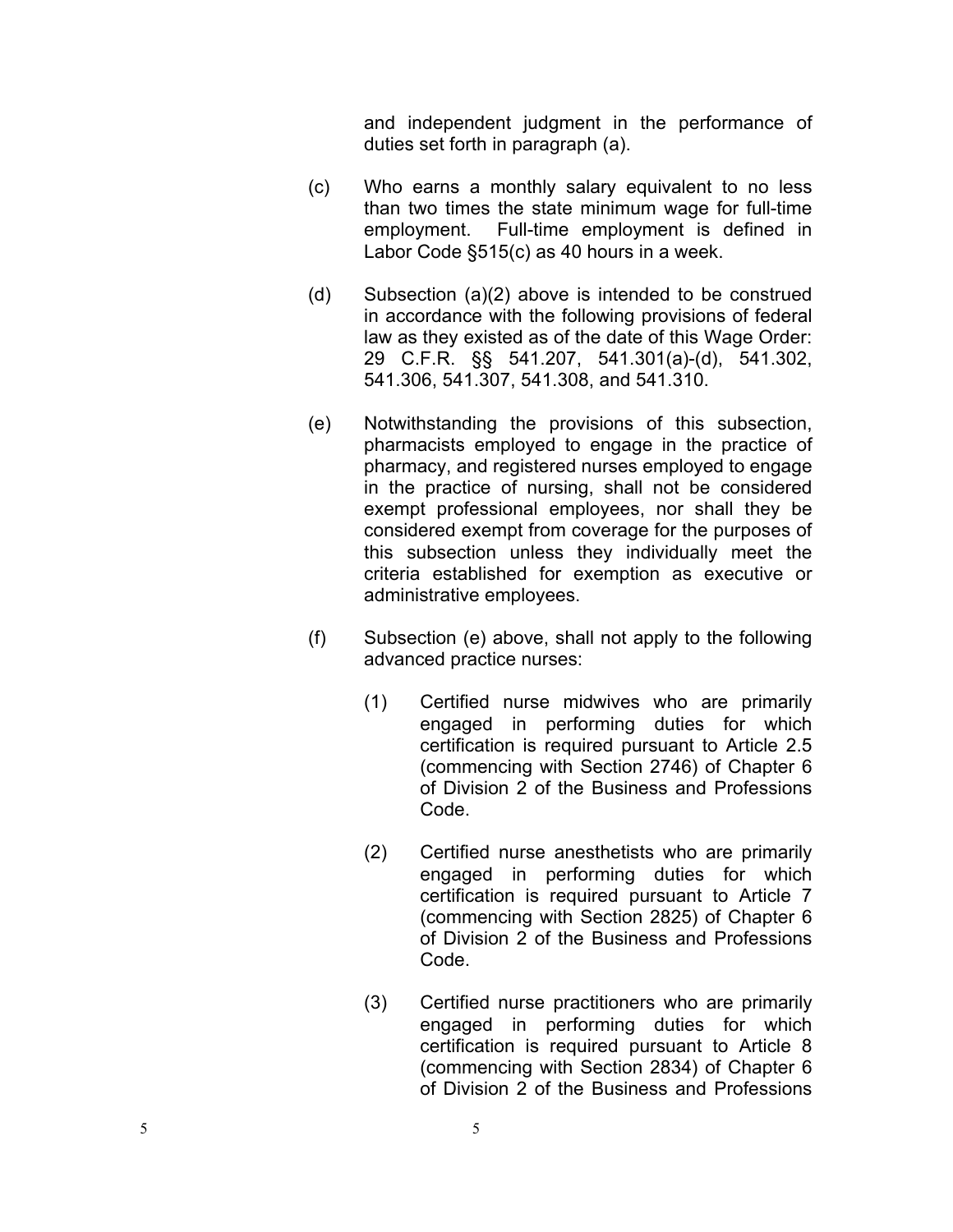and independent judgment in the performance of duties set forth in paragraph (a).

(c) Who earns a monthly salary equivalent to no less than two times the state minimum wage for full-time employment. Full-time employment is defined in Labor Code §515(c) as 40 hours in a week.

(d) Subsection (a)(2) above is intended to be construed in accordance with the following provisions of federal law as they existed as of the date of this Wage Order: 29 C.F.R. §§ 541.207, 541.301(a)-(d), 541.302, 541.306, 541.307, 541.308, and 541.310.

(e) Notwithstanding the provisions of this subsection, pharmacists employed to engage in the practice of pharmacy, and registered nurses employed to engage in the practice of nursing, shall not be considered exempt professional employees, nor shall they be considered exempt from coverage for the purposes of this subsection unless they individually meet the criteria established for exemption as executive or administrative employees.

(f) Subsection (e) above, shall not apply to the following advanced practice nurses:

(1) Certified nurse midwives who are primarily engaged in performing duties for which certification is required pursuant to Article 2.5 (commencing with Section 2746) of Chapter 6 of Division 2 of the Business and Professions Code.

(2) Certified nurse anesthetists who are primarily engaged in performing duties for which certification is required pursuant to Article 7 (commencing with Section 2825) of Chapter 6 of Division 2 of the Business and Professions Code.

(3) Certified nurse practitioners who are primarily engaged in performing duties for which certification is required pursuant to Article 8 (commencing with Section 2834) of Chapter 6 of Division 2 of the Business and Professions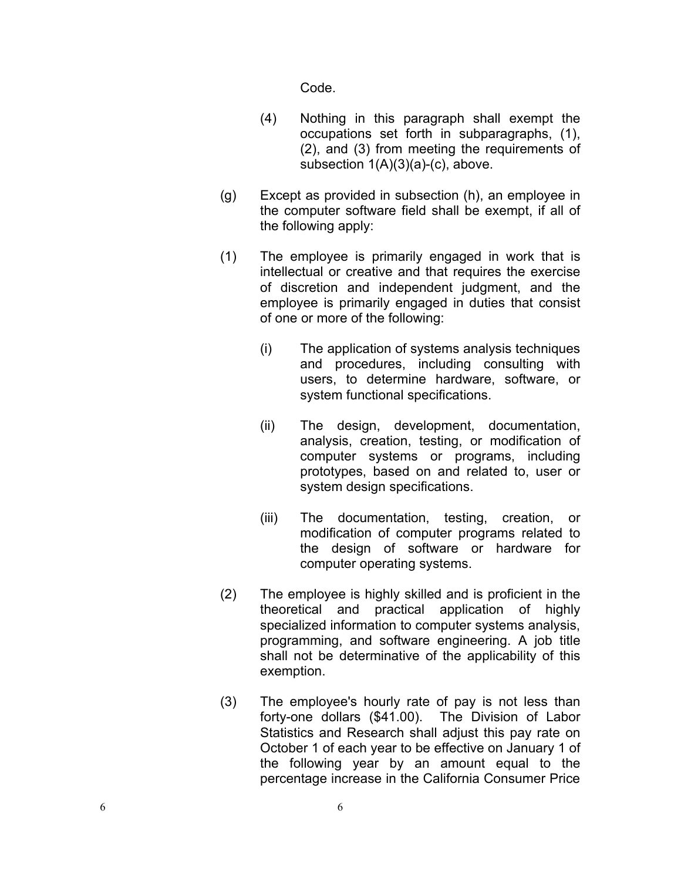Code.

(4) Nothing in this paragraph shall exempt the occupations set forth in subparagraphs, (1), (2), and (3) from meeting the requirements of subsection 1(A)(3)(a)-(c), above.

(g) Except as provided in subsection (h), an employee in the computer software field shall be exempt, if all of the following apply:

(1) The employee is primarily engaged in work that is intellectual or creative and that requires the exercise of discretion and independent judgment, and the employee is primarily engaged in duties that consist of one or more of the following:

(i) The application of systems analysis techniques and procedures, including consulting with users, to determine hardware, software, or system functional specifications.

(ii) The design, development, documentation, analysis, creation, testing, or modification of computer systems or programs, including prototypes, based on and related to, user or system design specifications.

(iii) The documentation, testing, creation, or modification of computer programs related to the design of software or hardware for computer operating systems.

(2) The employee is highly skilled and is proficient in the theoretical and practical application of highly specialized information to computer systems analysis, programming, and software engineering. A job title shall not be determinative of the applicability of this exemption.

(3) The employee's hourly rate of pay is not less than forty-one dollars ($41.00). The Division of Labor Statistics and Research shall adjust this pay rate on October 1 of each year to be effective on January 1 of the following year by an amount equal to the percentage increase in the California Consumer Price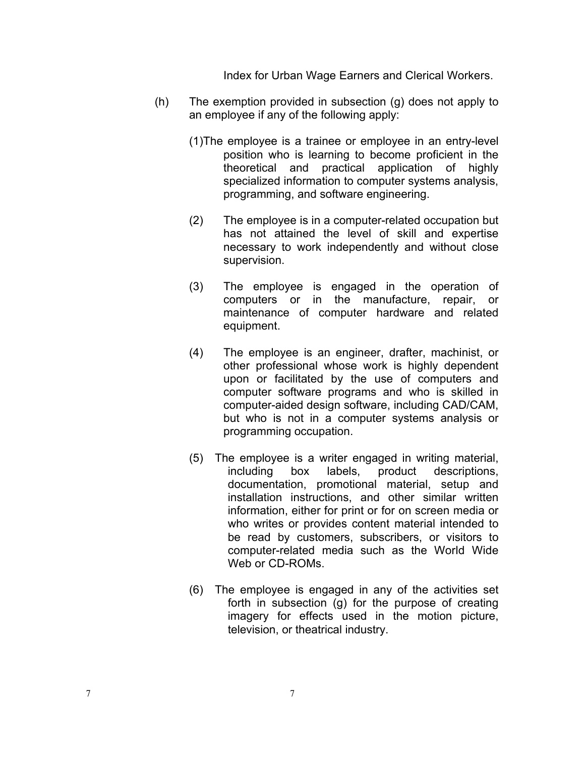Index for Urban Wage Earners and Clerical Workers.

(h) The exemption provided in subsection (g) does not apply to an employee if any of the following apply:

(1) The employee is a trainee or employee in an entry-level position who is learning to become proficient in the theoretical and practical application of highly specialized information to computer systems analysis, programming, and software engineering.

(2) The employee is in a computer-related occupation but has not attained the level of skill and expertise necessary to work independently and without close supervision.

(3) The employee is engaged in the operation of computers or in the manufacture, repair, or maintenance of computer hardware and related equipment.

(4) The employee is an engineer, drafter, machinist, or other professional whose work is highly dependent upon or facilitated by the use of computers and computer software programs and who is skilled in computer-aided design software, including CAD/CAM, but who is not in a computer systems analysis or programming occupation.

(5) The employee is a writer engaged in writing material, including box labels, product descriptions, documentation, promotional material, setup and installation instructions, and other similar written information, either for print or for on screen media or who writes or provides content material intended to be read by customers, subscribers, or visitors to computer-related media such as the World Wide Web or CD-ROMs.

(6) The employee is engaged in any of the activities set forth in subsection (g) for the purpose of creating imagery for effects used in the motion picture, television, or theatrical industry.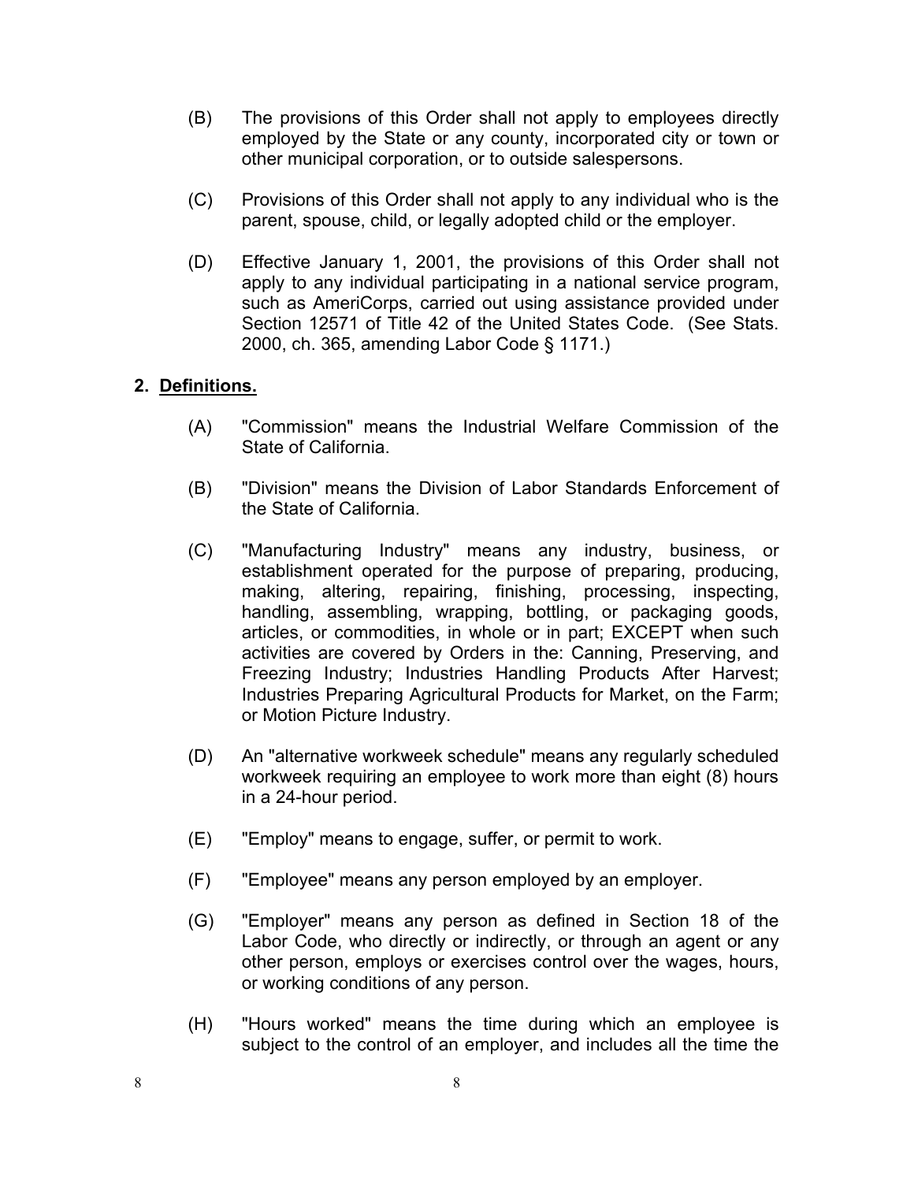(B) The provisions of this Order shall not apply to employees directly employed by the State or any county, incorporated city or town or other municipal corporation, or to outside salespersons.

(C) Provisions of this Order shall not apply to any individual who is the parent, spouse, child, or legally adopted child or the employer.

(D) Effective January 1, 2001, the provisions of this Order shall not apply to any individual participating in a national service program, such as AmeriCorps, carried out using assistance provided under Section 12571 of Title 42 of the United States Code. (See Stats. 2000, ch. 365, amending Labor Code § 1171.)

## 2. Definitions.

(A) "Commission" means the Industrial Welfare Commission of the State of California.

(B) "Division" means the Division of Labor Standards Enforcement of the State of California.

(C) "Manufacturing Industry" means any industry, business, or establishment operated for the purpose of preparing, producing, making, altering, repairing, finishing, processing, inspecting, handling, assembling, wrapping, bottling, or packaging goods, articles, or commodities, in whole or in part; EXCEPT when such activities are covered by Orders in the: Canning, Preserving, and Freezing Industry; Industries Handling Products After Harvest; Industries Preparing Agricultural Products for Market, on the Farm; or Motion Picture Industry.

(D) An "alternative workweek schedule" means any regularly scheduled workweek requiring an employee to work more than eight (8) hours in a 24-hour period.

(E) "Employ" means to engage, suffer, or permit to work.

(F) "Employee" means any person employed by an employer.

(G) "Employer" means any person as defined in Section 18 of the Labor Code, who directly or indirectly, or through an agent or any other person, employs or exercises control over the wages, hours, or working conditions of any person.

(H) "Hours worked" means the time during which an employee is subject to the control of an employer, and includes all the time the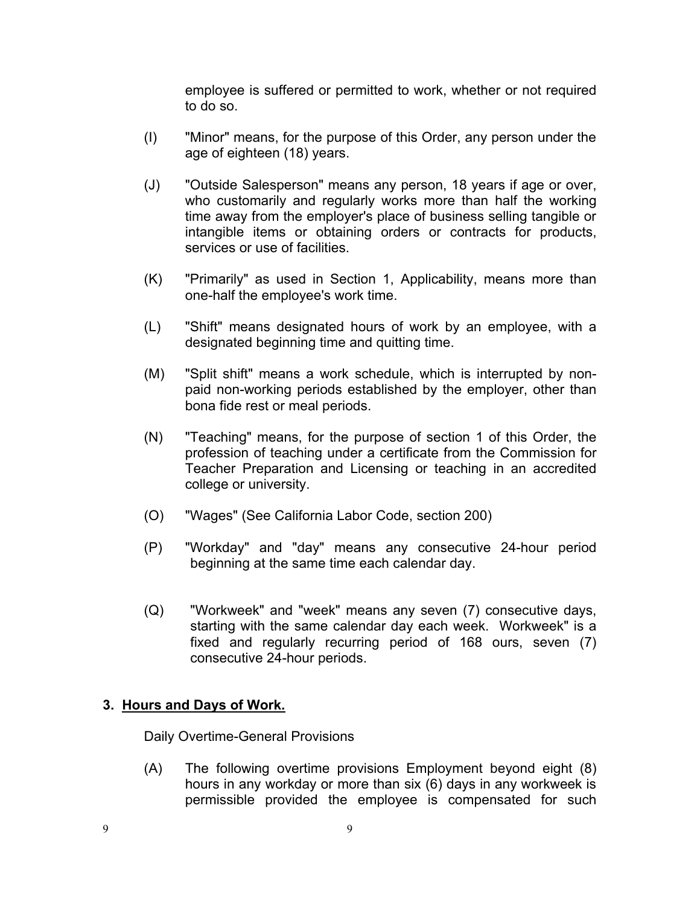employee is suffered or permitted to work, whether or not required to do so.

(I) "Minor" means, for the purpose of this Order, any person under the age of eighteen (18) years.

(J) "Outside Salesperson" means any person, 18 years if age or over, who customarily and regularly works more than half the working time away from the employer's place of business selling tangible or intangible items or obtaining orders or contracts for products, services or use of facilities.

(K) "Primarily" as used in Section 1, Applicability, means more than one-half the employee's work time.

(L) "Shift" means designated hours of work by an employee, with a designated beginning time and quitting time.

(M) "Split shift" means a work schedule, which is interrupted by non-paid non-working periods established by the employer, other than bona fide rest or meal periods.

(N) "Teaching" means, for the purpose of section 1 of this Order, the profession of teaching under a certificate from the Commission for Teacher Preparation and Licensing or teaching in an accredited college or university.

(O) "Wages" (See California Labor Code, section 200)

(P) "Workday" and "day" means any consecutive 24-hour period beginning at the same time each calendar day.

(Q) "Workweek" and "week" means any seven (7) consecutive days, starting with the same calendar day each week. Workweek" is a fixed and regularly recurring period of 168 ours, seven (7) consecutive 24-hour periods.

## 3. Hours and Days of Work.

Daily Overtime-General Provisions

(A) The following overtime provisions Employment beyond eight (8) hours in any workday or more than six (6) days in any workweek is permissible provided the employee is compensated for such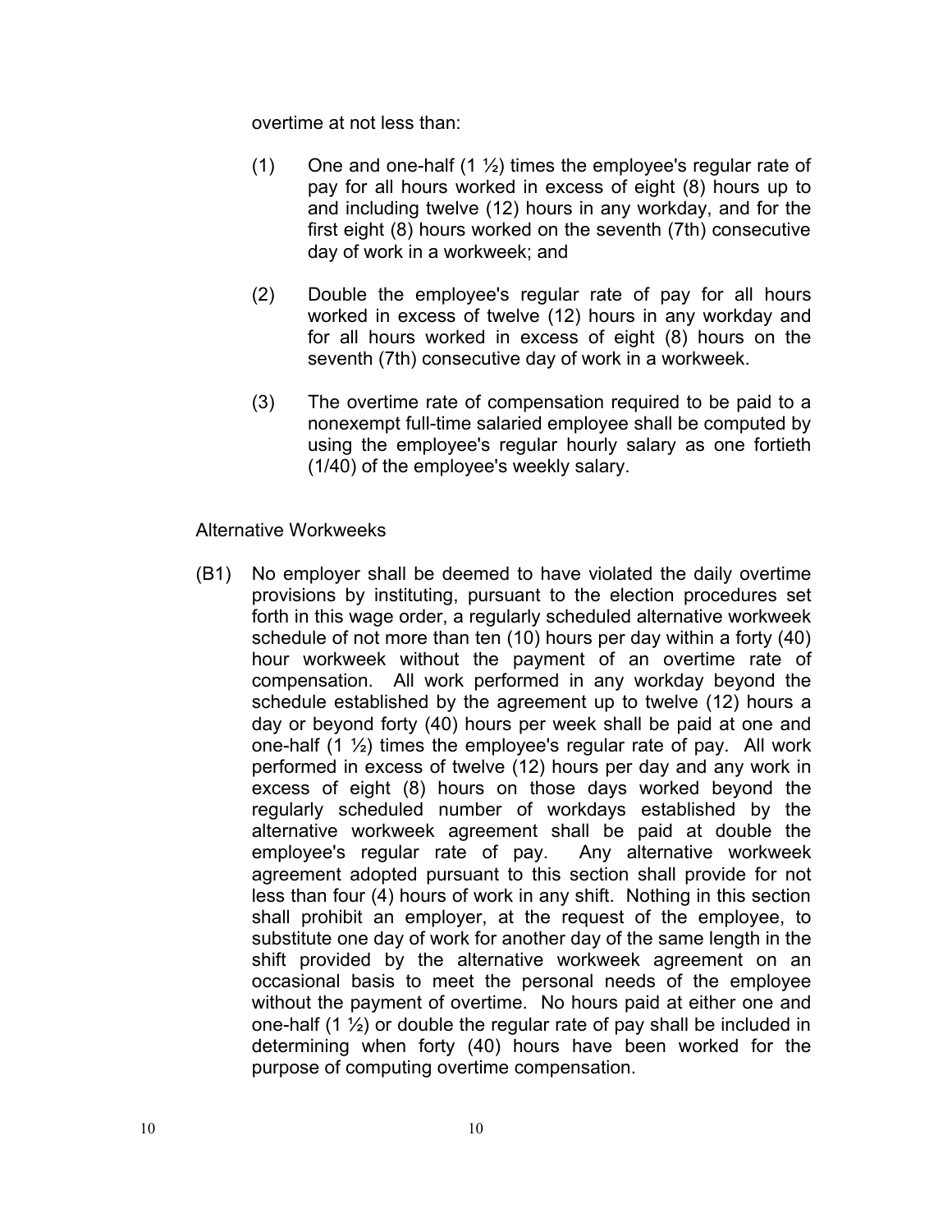overtime at not less than:

(1) One and one-half (1 ½) times the employee's regular rate of pay for all hours worked in excess of eight (8) hours up to and including twelve (12) hours in any workday, and for the first eight (8) hours worked on the seventh (7th) consecutive day of work in a workweek; and

(2) Double the employee's regular rate of pay for all hours worked in excess of twelve (12) hours in any workday and for all hours worked in excess of eight (8) hours on the seventh (7th) consecutive day of work in a workweek.

(3) The overtime rate of compensation required to be paid to a nonexempt full-time salaried employee shall be computed by using the employee's regular hourly salary as one fortieth (1/40) of the employee's weekly salary.

Alternative Workweeks

(B1) No employer shall be deemed to have violated the daily overtime provisions by instituting, pursuant to the election procedures set forth in this wage order, a regularly scheduled alternative workweek schedule of not more than ten (10) hours per day within a forty (40) hour workweek without the payment of an overtime rate of compensation. All work performed in any workday beyond the schedule established by the agreement up to twelve (12) hours a day or beyond forty (40) hours per week shall be paid at one and one-half (1 ½) times the employee's regular rate of pay. All work performed in excess of twelve (12) hours per day and any work in excess of eight (8) hours on those days worked beyond the regularly scheduled number of workdays established by the alternative workweek agreement shall be paid at double the employee's regular rate of pay. Any alternative workweek agreement adopted pursuant to this section shall provide for not less than four (4) hours of work in any shift. Nothing in this section shall prohibit an employer, at the request of the employee, to substitute one day of work for another day of the same length in the shift provided by the alternative workweek agreement on an occasional basis to meet the personal needs of the employee without the payment of overtime. No hours paid at either one and one-half (1 ½) or double the regular rate of pay shall be included in determining when forty (40) hours have been worked for the purpose of computing overtime compensation.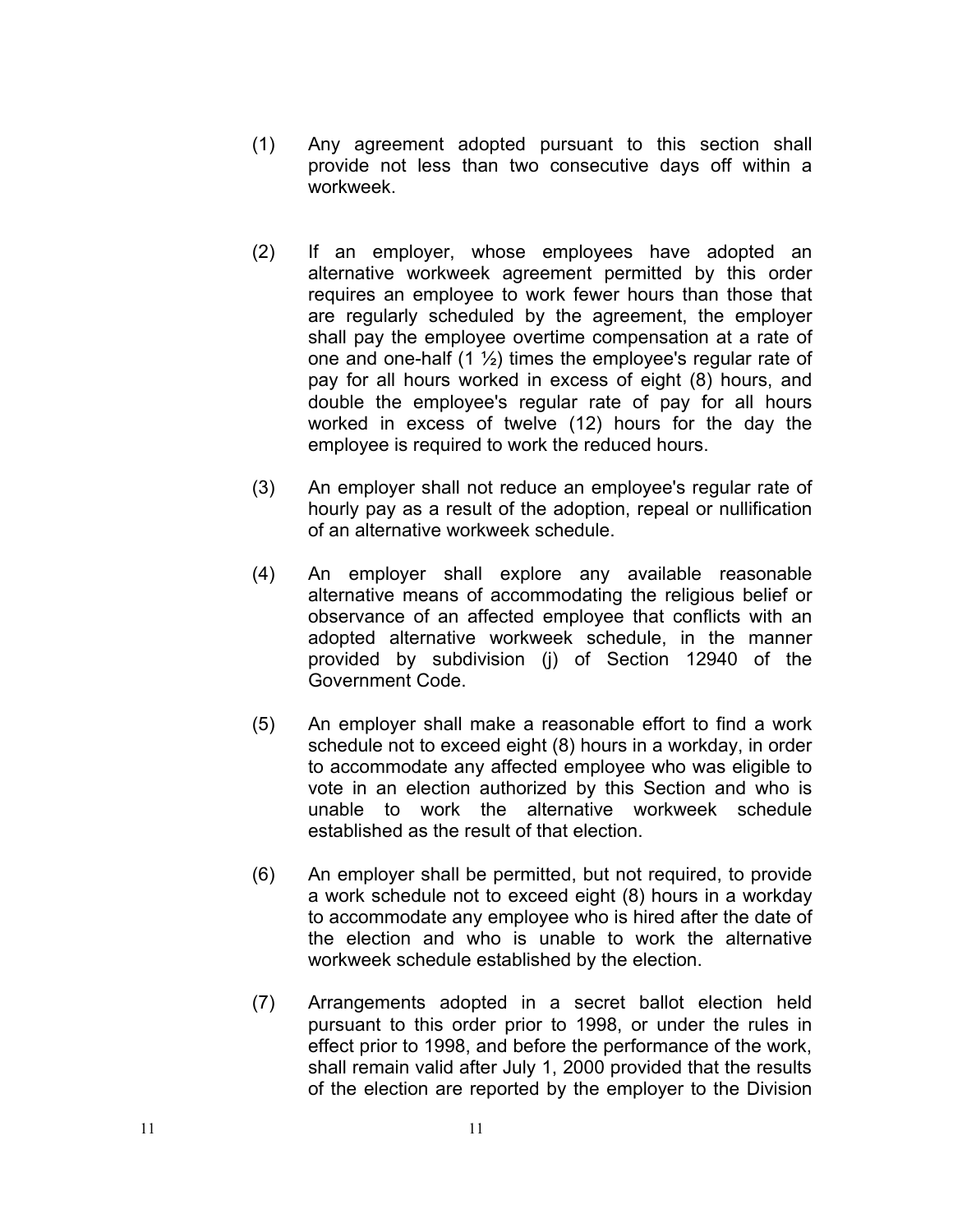(1) Any agreement adopted pursuant to this section shall provide not less than two consecutive days off within a workweek.

(2) If an employer, whose employees have adopted an alternative workweek agreement permitted by this order requires an employee to work fewer hours than those that are regularly scheduled by the agreement, the employer shall pay the employee overtime compensation at a rate of one and one-half (1 ½) times the employee's regular rate of pay for all hours worked in excess of eight (8) hours, and double the employee's regular rate of pay for all hours worked in excess of twelve (12) hours for the day the employee is required to work the reduced hours.

(3) An employer shall not reduce an employee's regular rate of hourly pay as a result of the adoption, repeal or nullification of an alternative workweek schedule.

(4) An employer shall explore any available reasonable alternative means of accommodating the religious belief or observance of an affected employee that conflicts with an adopted alternative workweek schedule, in the manner provided by subdivision (j) of Section 12940 of the Government Code.

(5) An employer shall make a reasonable effort to find a work schedule not to exceed eight (8) hours in a workday, in order to accommodate any affected employee who was eligible to vote in an election authorized by this Section and who is unable to work the alternative workweek schedule established as the result of that election.

(6) An employer shall be permitted, but not required, to provide a work schedule not to exceed eight (8) hours in a workday to accommodate any employee who is hired after the date of the election and who is unable to work the alternative workweek schedule established by the election.

(7) Arrangements adopted in a secret ballot election held pursuant to this order prior to 1998, or under the rules in effect prior to 1998, and before the performance of the work, shall remain valid after July 1, 2000 provided that the results of the election are reported by the employer to the Division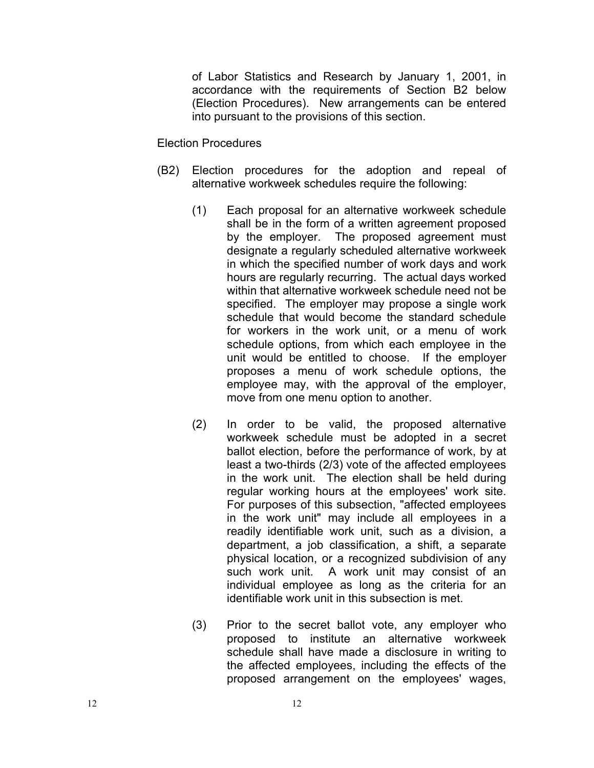of Labor Statistics and Research by January 1, 2001, in accordance with the requirements of Section B2 below (Election Procedures). New arrangements can be entered into pursuant to the provisions of this section.

Election Procedures

(B2) Election procedures for the adoption and repeal of alternative workweek schedules require the following:

(1) Each proposal for an alternative workweek schedule shall be in the form of a written agreement proposed by the employer. The proposed agreement must designate a regularly scheduled alternative workweek in which the specified number of work days and work hours are regularly recurring. The actual days worked within that alternative workweek schedule need not be specified. The employer may propose a single work schedule that would become the standard schedule for workers in the work unit, or a menu of work schedule options, from which each employee in the unit would be entitled to choose. If the employer proposes a menu of work schedule options, the employee may, with the approval of the employer, move from one menu option to another.

(2) In order to be valid, the proposed alternative workweek schedule must be adopted in a secret ballot election, before the performance of work, by at least a two-thirds (2/3) vote of the affected employees in the work unit. The election shall be held during regular working hours at the employees' work site. For purposes of this subsection, "affected employees in the work unit" may include all employees in a readily identifiable work unit, such as a division, a department, a job classification, a shift, a separate physical location, or a recognized subdivision of any such work unit. A work unit may consist of an individual employee as long as the criteria for an identifiable work unit in this subsection is met.

(3) Prior to the secret ballot vote, any employer who proposed to institute an alternative workweek schedule shall have made a disclosure in writing to the affected employees, including the effects of the proposed arrangement on the employees' wages,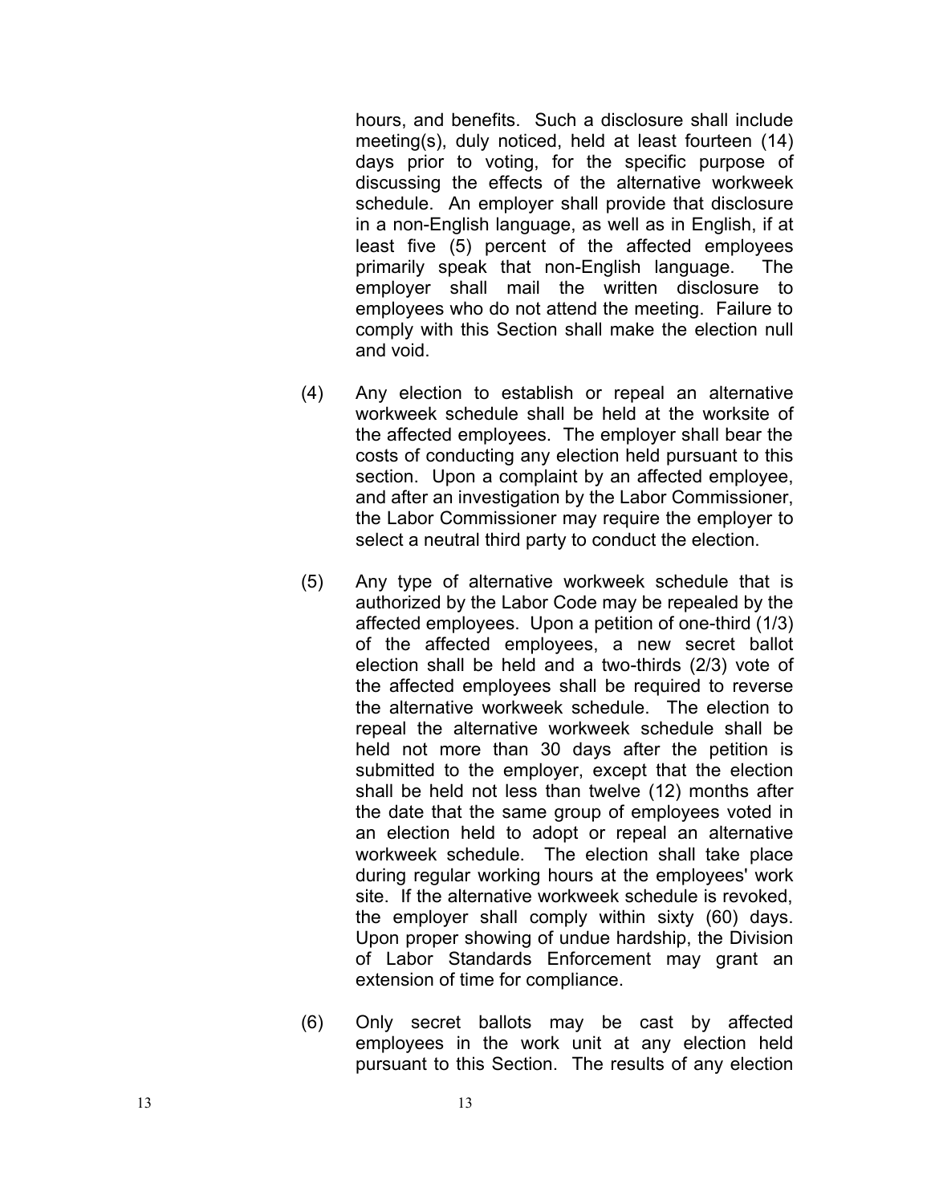hours, and benefits. Such a disclosure shall include meeting(s), duly noticed, held at least fourteen (14) days prior to voting, for the specific purpose of discussing the effects of the alternative workweek schedule. An employer shall provide that disclosure in a non-English language, as well as in English, if at least five (5) percent of the affected employees primarily speak that non-English language. The employer shall mail the written disclosure to employees who do not attend the meeting. Failure to comply with this Section shall make the election null and void.

(4) Any election to establish or repeal an alternative workweek schedule shall be held at the worksite of the affected employees. The employer shall bear the costs of conducting any election held pursuant to this section. Upon a complaint by an affected employee, and after an investigation by the Labor Commissioner, the Labor Commissioner may require the employer to select a neutral third party to conduct the election.

(5) Any type of alternative workweek schedule that is authorized by the Labor Code may be repealed by the affected employees. Upon a petition of one-third (1/3) of the affected employees, a new secret ballot election shall be held and a two-thirds (2/3) vote of the affected employees shall be required to reverse the alternative workweek schedule. The election to repeal the alternative workweek schedule shall be held not more than 30 days after the petition is submitted to the employer, except that the election shall be held not less than twelve (12) months after the date that the same group of employees voted in an election held to adopt or repeal an alternative workweek schedule. The election shall take place during regular working hours at the employees' work site. If the alternative workweek schedule is revoked, the employer shall comply within sixty (60) days. Upon proper showing of undue hardship, the Division of Labor Standards Enforcement may grant an extension of time for compliance.

(6) Only secret ballots may be cast by affected employees in the work unit at any election held pursuant to this Section. The results of any election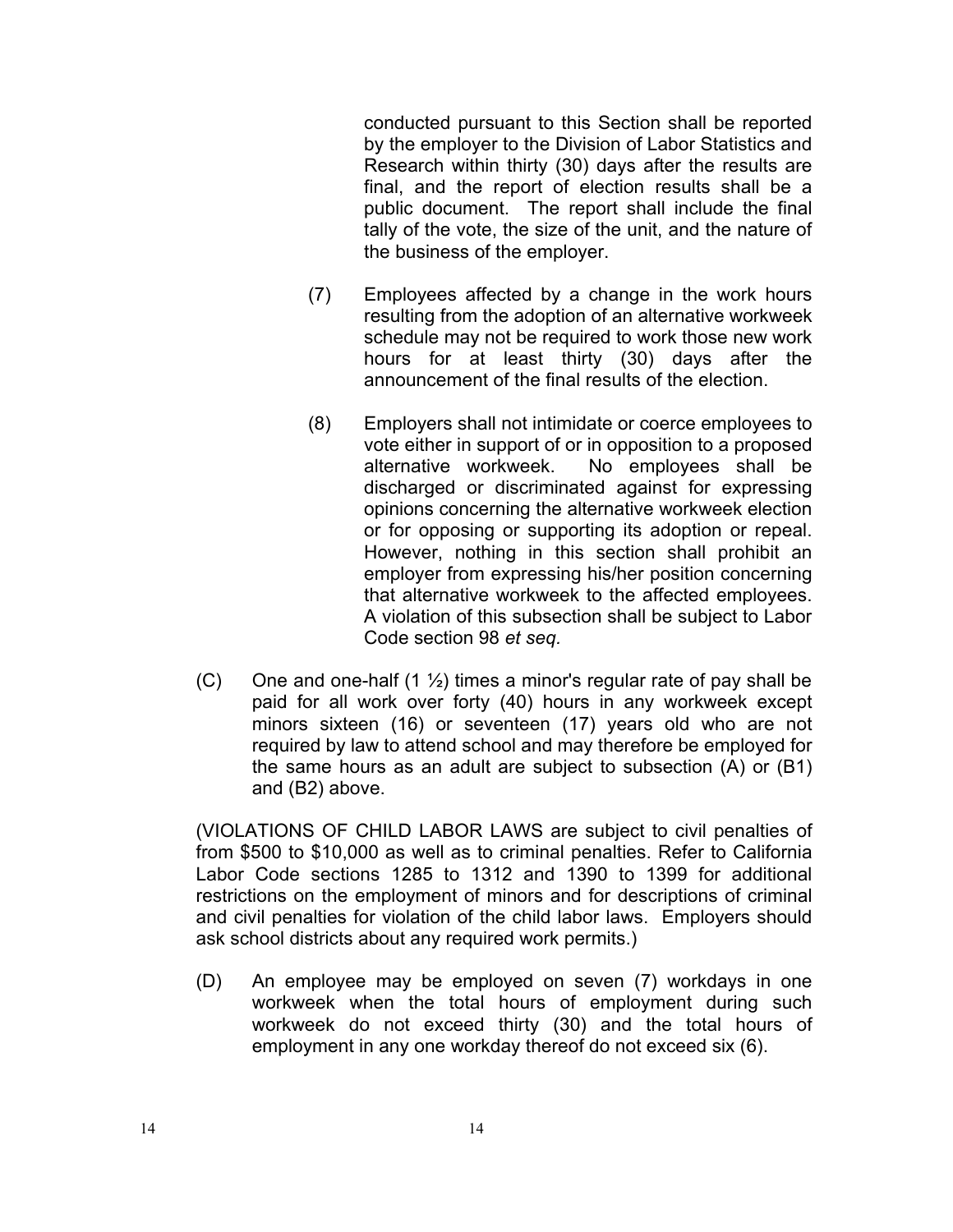conducted pursuant to this Section shall be reported by the employer to the Division of Labor Statistics and Research within thirty (30) days after the results are final, and the report of election results shall be a public document. The report shall include the final tally of the vote, the size of the unit, and the nature of the business of the employer.

(7) Employees affected by a change in the work hours resulting from the adoption of an alternative workweek schedule may not be required to work those new work hours for at least thirty (30) days after the announcement of the final results of the election.

(8) Employers shall not intimidate or coerce employees to vote either in support of or in opposition to a proposed alternative workweek. No employees shall be discharged or discriminated against for expressing opinions concerning the alternative workweek election or for opposing or supporting its adoption or repeal. However, nothing in this section shall prohibit an employer from expressing his/her position concerning that alternative workweek to the affected employees. A violation of this subsection shall be subject to Labor Code section 98 *et seq.*

(C) One and one-half (1 ½) times a minor's regular rate of pay shall be paid for all work over forty (40) hours in any workweek except minors sixteen (16) or seventeen (17) years old who are not required by law to attend school and may therefore be employed for the same hours as an adult are subject to subsection (A) or (B1) and (B2) above.

(VIOLATIONS OF CHILD LABOR LAWS are subject to civil penalties of from $500 to $10,000 as well as to criminal penalties. Refer to California Labor Code sections 1285 to 1312 and 1390 to 1399 for additional restrictions on the employment of minors and for descriptions of criminal and civil penalties for violation of the child labor laws. Employers should ask school districts about any required work permits.)

(D) An employee may be employed on seven (7) workdays in one workweek when the total hours of employment during such workweek do not exceed thirty (30) and the total hours of employment in any one workday thereof do not exceed six (6).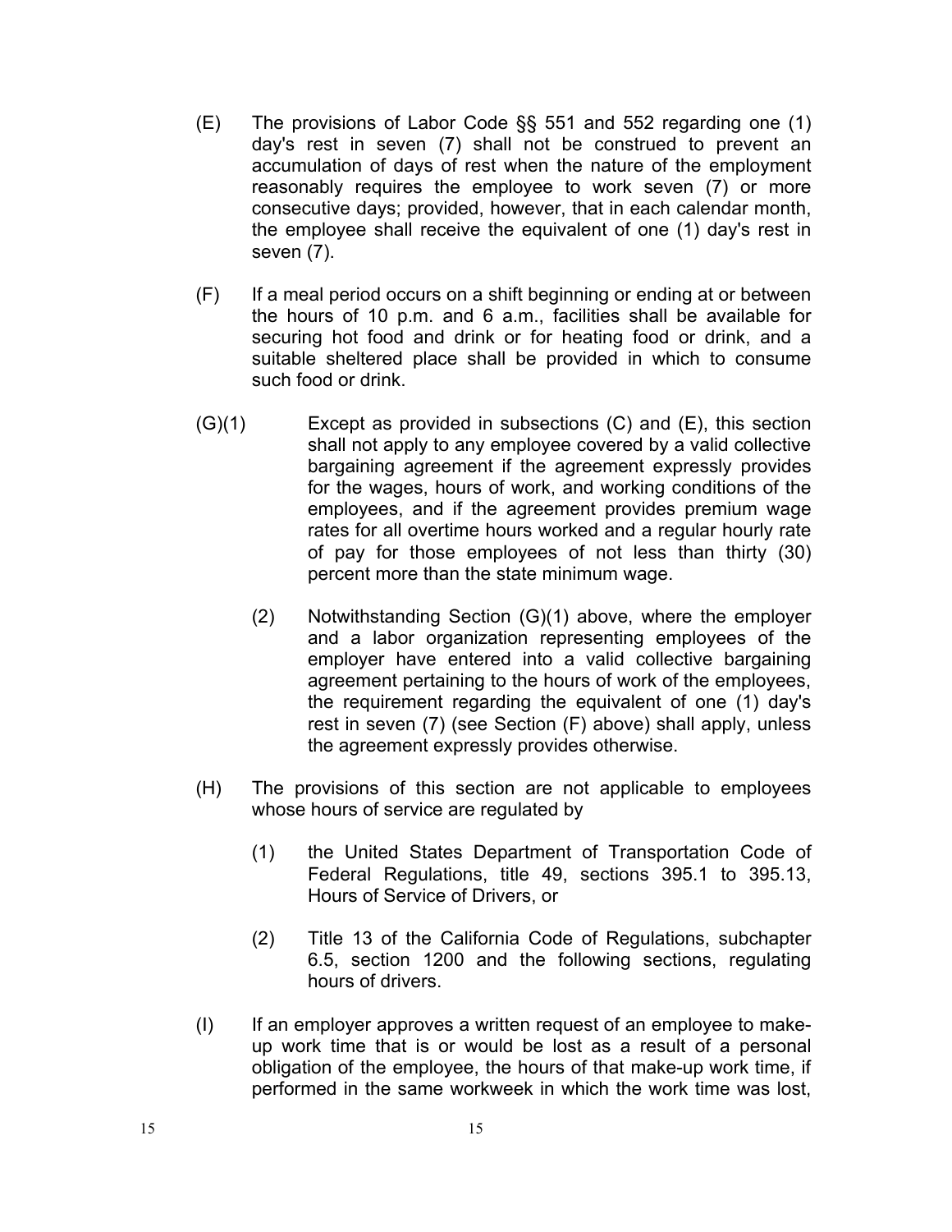(E) The provisions of Labor Code §§ 551 and 552 regarding one (1) day's rest in seven (7) shall not be construed to prevent an accumulation of days of rest when the nature of the employment reasonably requires the employee to work seven (7) or more consecutive days; provided, however, that in each calendar month, the employee shall receive the equivalent of one (1) day's rest in seven (7).

(F) If a meal period occurs on a shift beginning or ending at or between the hours of 10 p.m. and 6 a.m., facilities shall be available for securing hot food and drink or for heating food or drink, and a suitable sheltered place shall be provided in which to consume such food or drink.

(G)(1) Except as provided in subsections (C) and (E), this section shall not apply to any employee covered by a valid collective bargaining agreement if the agreement expressly provides for the wages, hours of work, and working conditions of the employees, and if the agreement provides premium wage rates for all overtime hours worked and a regular hourly rate of pay for those employees of not less than thirty (30) percent more than the state minimum wage.

(2) Notwithstanding Section (G)(1) above, where the employer and a labor organization representing employees of the employer have entered into a valid collective bargaining agreement pertaining to the hours of work of the employees, the requirement regarding the equivalent of one (1) day's rest in seven (7) (see Section (F) above) shall apply, unless the agreement expressly provides otherwise.

(H) The provisions of this section are not applicable to employees whose hours of service are regulated by

(1) the United States Department of Transportation Code of Federal Regulations, title 49, sections 395.1 to 395.13, Hours of Service of Drivers, or

(2) Title 13 of the California Code of Regulations, subchapter 6.5, section 1200 and the following sections, regulating hours of drivers.

(I) If an employer approves a written request of an employee to make-up work time that is or would be lost as a result of a personal obligation of the employee, the hours of that make-up work time, if performed in the same workweek in which the work time was lost,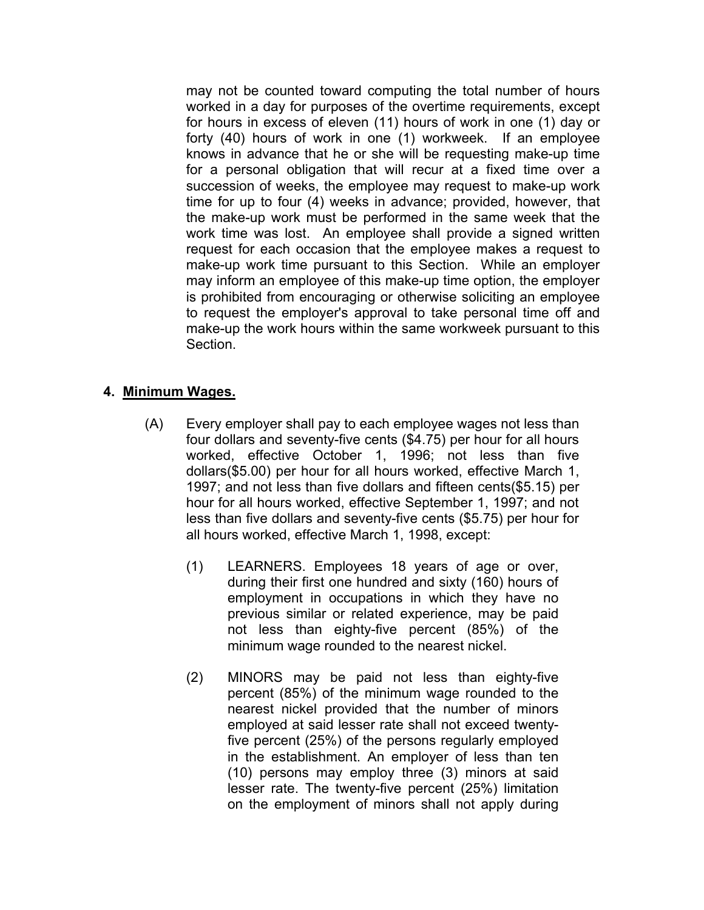may not be counted toward computing the total number of hours worked in a day for purposes of the overtime requirements, except for hours in excess of eleven (11) hours of work in one (1) day or forty (40) hours of work in one (1) workweek. If an employee knows in advance that he or she will be requesting make-up time for a personal obligation that will recur at a fixed time over a succession of weeks, the employee may request to make-up work time for up to four (4) weeks in advance; provided, however, that the make-up work must be performed in the same week that the work time was lost. An employee shall provide a signed written request for each occasion that the employee makes a request to make-up work time pursuant to this Section. While an employer may inform an employee of this make-up time option, the employer is prohibited from encouraging or otherwise soliciting an employee to request the employer's approval to take personal time off and make-up the work hours within the same workweek pursuant to this Section.

## 4. **Minimum Wages.**

(A) Every employer shall pay to each employee wages not less than four dollars and seventy-five cents ($4.75) per hour for all hours worked, effective October 1, 1996; not less than five dollars($5.00) per hour for all hours worked, effective March 1, 1997; and not less than five dollars and fifteen cents($5.15) per hour for all hours worked, effective September 1, 1997; and not less than five dollars and seventy-five cents ($5.75) per hour for all hours worked, effective March 1, 1998, except:

(1) LEARNERS. Employees 18 years of age or over, during their first one hundred and sixty (160) hours of employment in occupations in which they have no previous similar or related experience, may be paid not less than eighty-five percent (85%) of the minimum wage rounded to the nearest nickel.

(2) MINORS may be paid not less than eighty-five percent (85%) of the minimum wage rounded to the nearest nickel provided that the number of minors employed at said lesser rate shall not exceed twenty-five percent (25%) of the persons regularly employed in the establishment. An employer of less than ten (10) persons may employ three (3) minors at said lesser rate. The twenty-five percent (25%) limitation on the employment of minors shall not apply during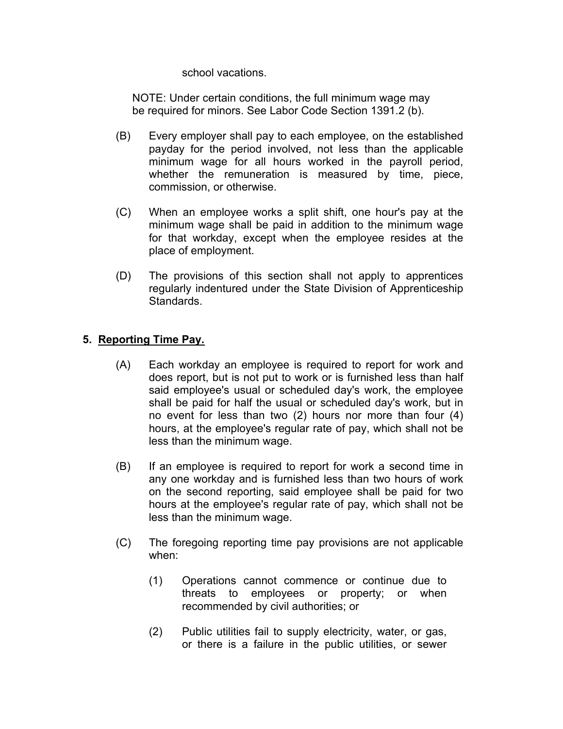school vacations.

NOTE: Under certain conditions, the full minimum wage may be required for minors. See Labor Code Section 1391.2 (b).

(B) Every employer shall pay to each employee, on the established payday for the period involved, not less than the applicable minimum wage for all hours worked in the payroll period, whether the remuneration is measured by time, piece, commission, or otherwise.

(C) When an employee works a split shift, one hour's pay at the minimum wage shall be paid in addition to the minimum wage for that workday, except when the employee resides at the place of employment.

(D) The provisions of this section shall not apply to apprentices regularly indentured under the State Division of Apprenticeship Standards.

## 5. Reporting Time Pay.

(A) Each workday an employee is required to report for work and does report, but is not put to work or is furnished less than half said employee's usual or scheduled day's work, the employee shall be paid for half the usual or scheduled day's work, but in no event for less than two (2) hours nor more than four (4) hours, at the employee's regular rate of pay, which shall not be less than the minimum wage.

(B) If an employee is required to report for work a second time in any one workday and is furnished less than two hours of work on the second reporting, said employee shall be paid for two hours at the employee's regular rate of pay, which shall not be less than the minimum wage.

(C) The foregoing reporting time pay provisions are not applicable when:

(1) Operations cannot commence or continue due to threats to employees or property; or when recommended by civil authorities; or

(2) Public utilities fail to supply electricity, water, or gas, or there is a failure in the public utilities, or sewer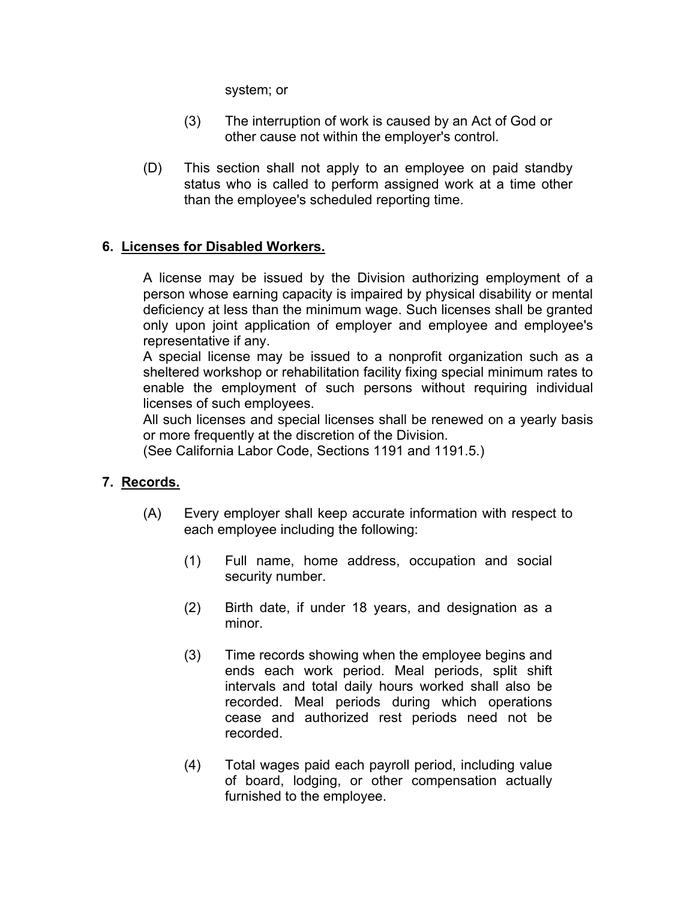system; or

(3) The interruption of work is caused by an Act of God or other cause not within the employer's control.

(D) This section shall not apply to an employee on paid standby status who is called to perform assigned work at a time other than the employee's scheduled reporting time.

## 6. Licenses for Disabled Workers.

A license may be issued by the Division authorizing employment of a person whose earning capacity is impaired by physical disability or mental deficiency at less than the minimum wage. Such licenses shall be granted only upon joint application of employer and employee and employee's representative if any.

A special license may be issued to a nonprofit organization such as a sheltered workshop or rehabilitation facility fixing special minimum rates to enable the employment of such persons without requiring individual licenses of such employees.

All such licenses and special licenses shall be renewed on a yearly basis or more frequently at the discretion of the Division.

(See California Labor Code, Sections 1191 and 1191.5.)

## 7. Records.

(A) Every employer shall keep accurate information with respect to each employee including the following:

(1) Full name, home address, occupation and social security number.

(2) Birth date, if under 18 years, and designation as a minor.

(3) Time records showing when the employee begins and ends each work period. Meal periods, split shift intervals and total daily hours worked shall also be recorded. Meal periods during which operations cease and authorized rest periods need not be recorded.

(4) Total wages paid each payroll period, including value of board, lodging, or other compensation actually furnished to the employee.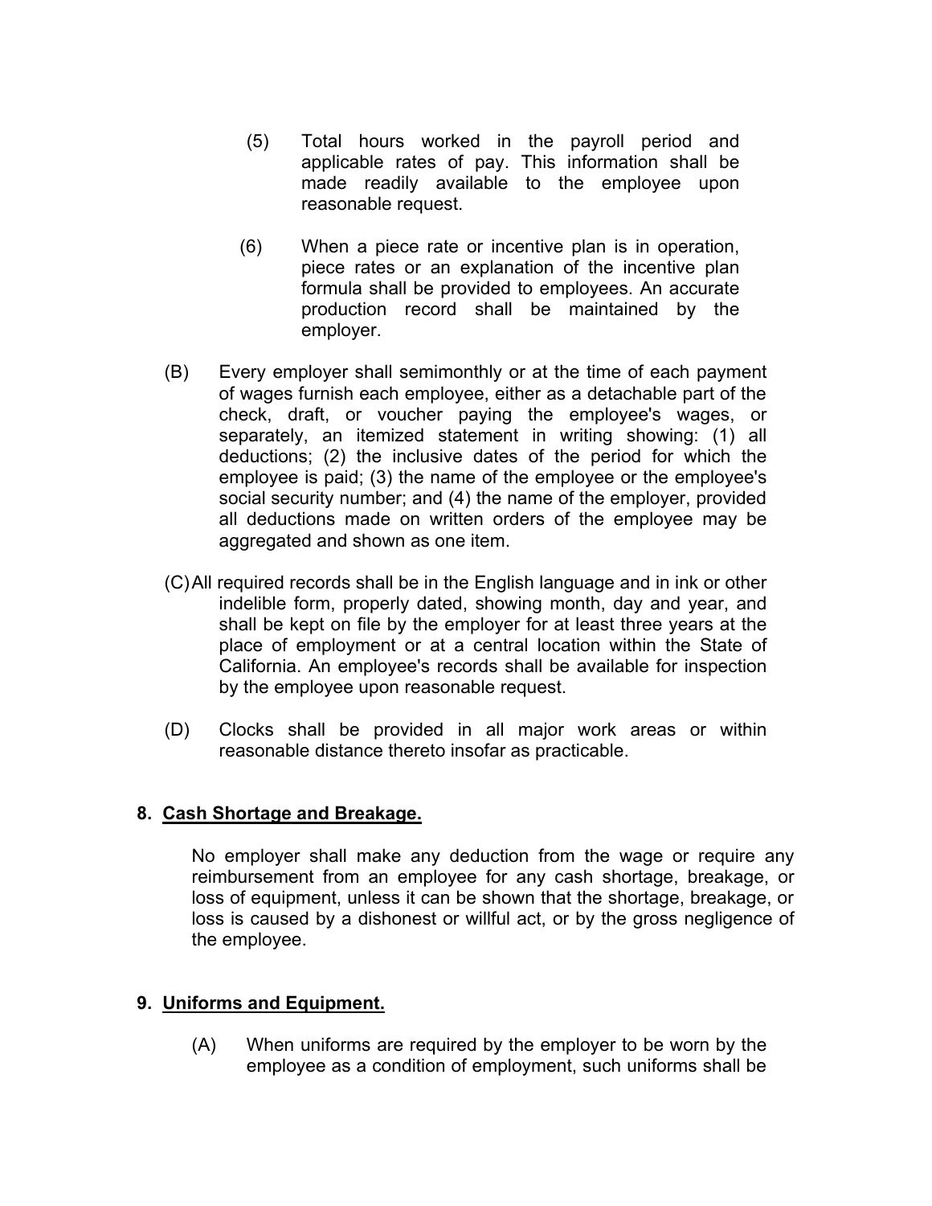(5) Total hours worked in the payroll period and applicable rates of pay. This information shall be made readily available to the employee upon reasonable request.

(6) When a piece rate or incentive plan is in operation, piece rates or an explanation of the incentive plan formula shall be provided to employees. An accurate production record shall be maintained by the employer.

(B) Every employer shall semimonthly or at the time of each payment of wages furnish each employee, either as a detachable part of the check, draft, or voucher paying the employee's wages, or separately, an itemized statement in writing showing: (1) all deductions; (2) the inclusive dates of the period for which the employee is paid; (3) the name of the employee or the employee's social security number; and (4) the name of the employer, provided all deductions made on written orders of the employee may be aggregated and shown as one item.

(C) All required records shall be in the English language and in ink or other indelible form, properly dated, showing month, day and year, and shall be kept on file by the employer for at least three years at the place of employment or at a central location within the State of California. An employee's records shall be available for inspection by the employee upon reasonable request.

(D) Clocks shall be provided in all major work areas or within reasonable distance thereto insofar as practicable.

## 8. Cash Shortage and Breakage.

No employer shall make any deduction from the wage or require any reimbursement from an employee for any cash shortage, breakage, or loss of equipment, unless it can be shown that the shortage, breakage, or loss is caused by a dishonest or willful act, or by the gross negligence of the employee.

## 9. Uniforms and Equipment.

(A) When uniforms are required by the employer to be worn by the employee as a condition of employment, such uniforms shall be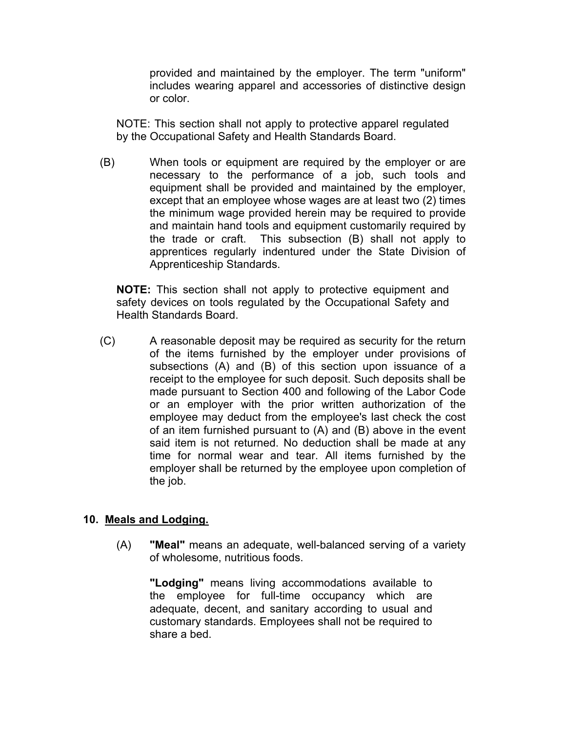provided and maintained by the employer. The term "uniform" includes wearing apparel and accessories of distinctive design or color.

NOTE: This section shall not apply to protective apparel regulated by the Occupational Safety and Health Standards Board.

(B) When tools or equipment are required by the employer or are necessary to the performance of a job, such tools and equipment shall be provided and maintained by the employer, except that an employee whose wages are at least two (2) times the minimum wage provided herein may be required to provide and maintain hand tools and equipment customarily required by the trade or craft. This subsection (B) shall not apply to apprentices regularly indentured under the State Division of Apprenticeship Standards.

**NOTE:** This section shall not apply to protective equipment and safety devices on tools regulated by the Occupational Safety and Health Standards Board.

(C) A reasonable deposit may be required as security for the return of the items furnished by the employer under provisions of subsections (A) and (B) of this section upon issuance of a receipt to the employee for such deposit. Such deposits shall be made pursuant to Section 400 and following of the Labor Code or an employer with the prior written authorization of the employee may deduct from the employee's last check the cost of an item furnished pursuant to (A) and (B) above in the event said item is not returned. No deduction shall be made at any time for normal wear and tear. All items furnished by the employer shall be returned by the employee upon completion of the job.

## 10. Meals and Lodging.

(A) **"Meal"** means an adequate, well-balanced serving of a variety of wholesome, nutritious foods.

**"Lodging"** means living accommodations available to the employee for full-time occupancy which are adequate, decent, and sanitary according to usual and customary standards. Employees shall not be required to share a bed.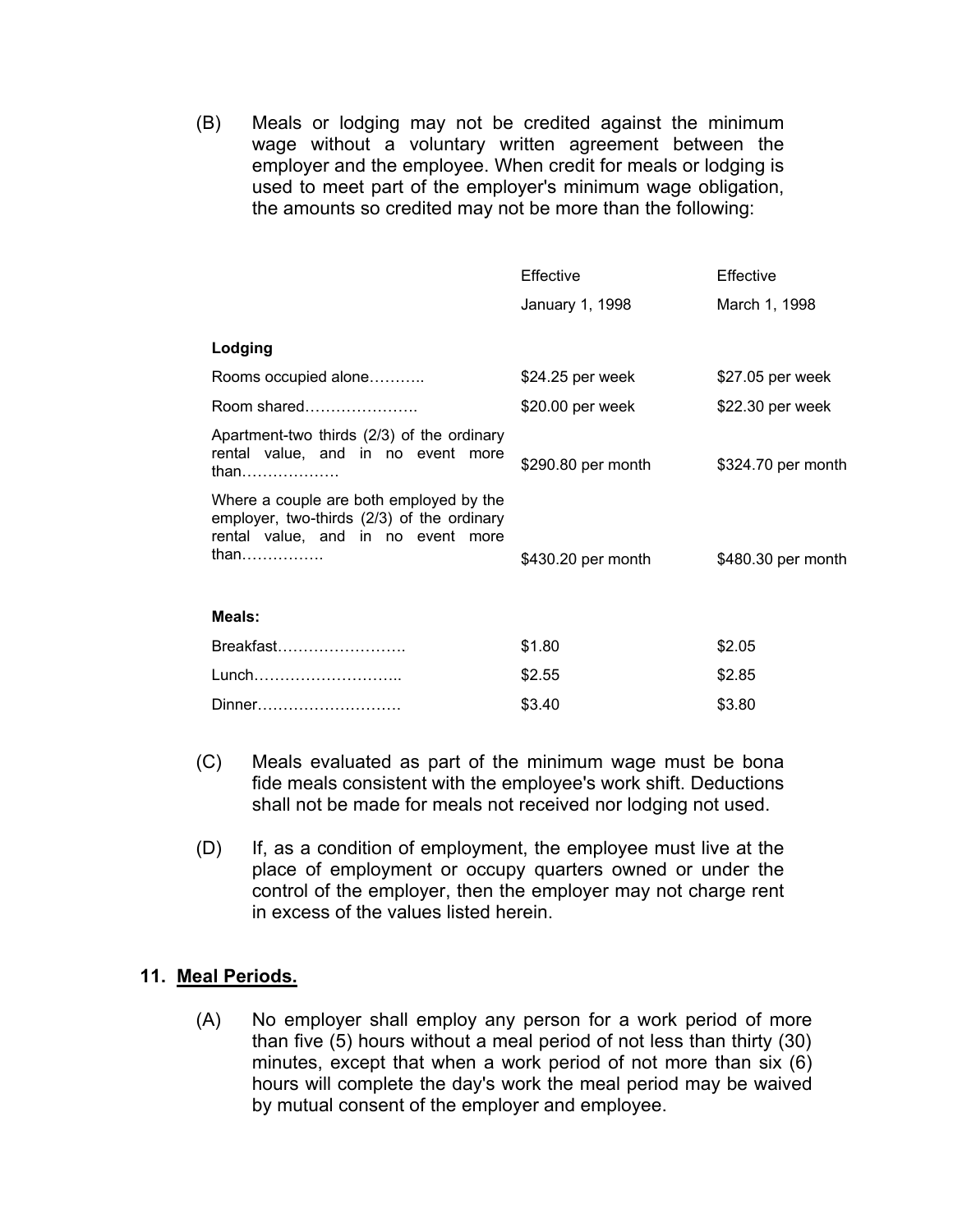(B) Meals or lodging may not be credited against the minimum wage without a voluntary written agreement between the employer and the employee. When credit for meals or lodging is used to meet part of the employer's minimum wage obligation, the amounts so credited may not be more than the following:

| | Effective January 1, 1998 | Effective March 1, 1998 |
|---|---|---|
| **Lodging** | | |
| Rooms occupied alone……….. | $24.25 per week | $27.05 per week |
| Room shared…………………. | $20.00 per week | $22.30 per week |
| Apartment-two thirds (2/3) of the ordinary rental value, and in no event more than………………. | $290.80 per month | $324.70 per month |
| Where a couple are both employed by the employer, two-thirds (2/3) of the ordinary rental value, and in no event more than……………. | $430.20 per month | $480.30 per month |
| **Meals:** | | |
| Breakfast……………………. | $1.80 | $2.05 |
| Lunch……………………….. | $2.55 | $2.85 |
| Dinner………………………. | $3.40 | $3.80 |

(C) Meals evaluated as part of the minimum wage must be bona fide meals consistent with the employee's work shift. Deductions shall not be made for meals not received nor lodging not used.

(D) If, as a condition of employment, the employee must live at the place of employment or occupy quarters owned or under the control of the employer, then the employer may not charge rent in excess of the values listed herein.

## 11. Meal Periods.

(A) No employer shall employ any person for a work period of more than five (5) hours without a meal period of not less than thirty (30) minutes, except that when a work period of not more than six (6) hours will complete the day's work the meal period may be waived by mutual consent of the employer and employee.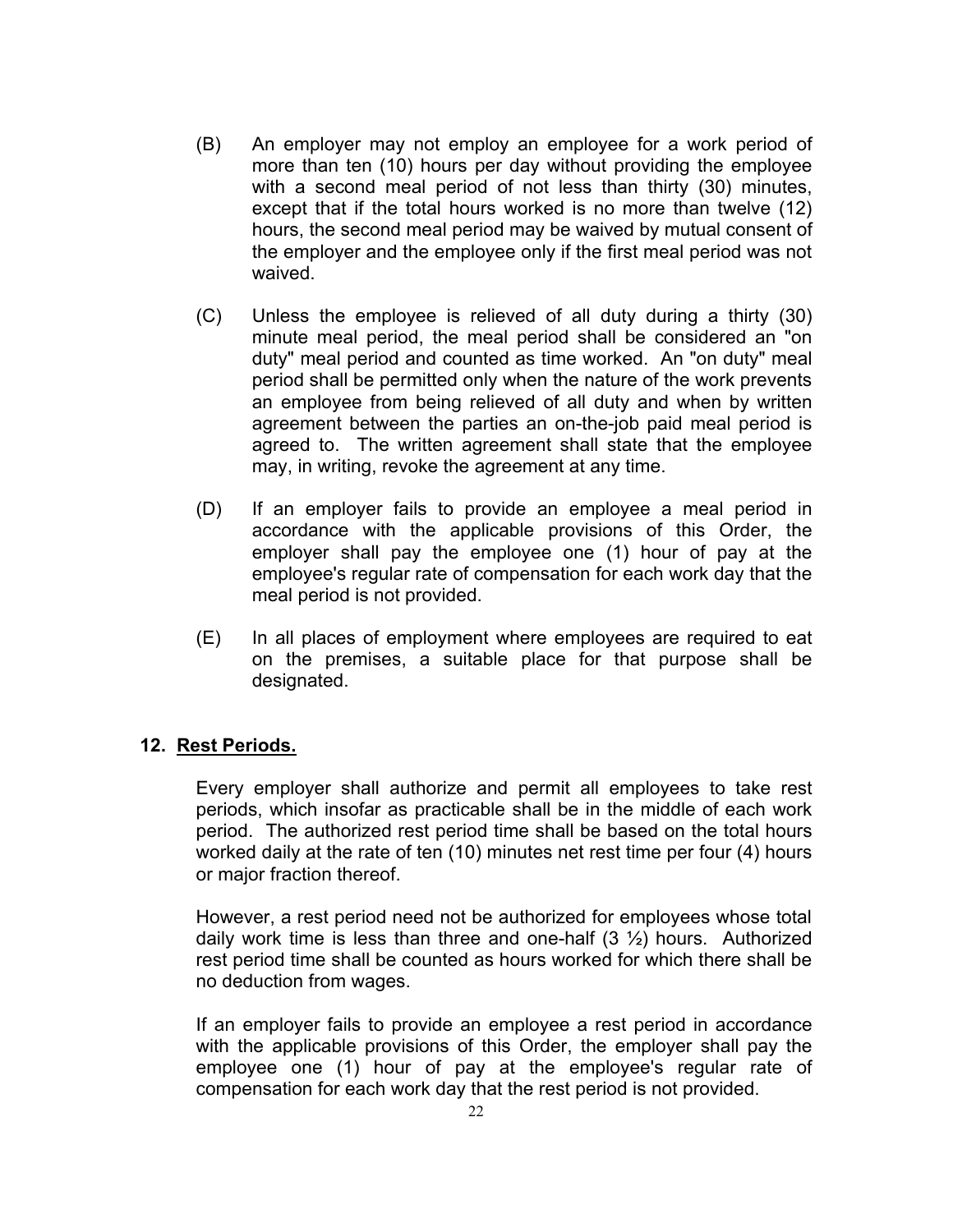(B) An employer may not employ an employee for a work period of more than ten (10) hours per day without providing the employee with a second meal period of not less than thirty (30) minutes, except that if the total hours worked is no more than twelve (12) hours, the second meal period may be waived by mutual consent of the employer and the employee only if the first meal period was not waived.

(C) Unless the employee is relieved of all duty during a thirty (30) minute meal period, the meal period shall be considered an "on duty" meal period and counted as time worked. An "on duty" meal period shall be permitted only when the nature of the work prevents an employee from being relieved of all duty and when by written agreement between the parties an on-the-job paid meal period is agreed to. The written agreement shall state that the employee may, in writing, revoke the agreement at any time.

(D) If an employer fails to provide an employee a meal period in accordance with the applicable provisions of this Order, the employer shall pay the employee one (1) hour of pay at the employee's regular rate of compensation for each work day that the meal period is not provided.

(E) In all places of employment where employees are required to eat on the premises, a suitable place for that purpose shall be designated.

**12. Rest Periods.**

Every employer shall authorize and permit all employees to take rest periods, which insofar as practicable shall be in the middle of each work period. The authorized rest period time shall be based on the total hours worked daily at the rate of ten (10) minutes net rest time per four (4) hours or major fraction thereof.

However, a rest period need not be authorized for employees whose total daily work time is less than three and one-half (3 ½) hours. Authorized rest period time shall be counted as hours worked for which there shall be no deduction from wages.

If an employer fails to provide an employee a rest period in accordance with the applicable provisions of this Order, the employer shall pay the employee one (1) hour of pay at the employee's regular rate of compensation for each work day that the rest period is not provided.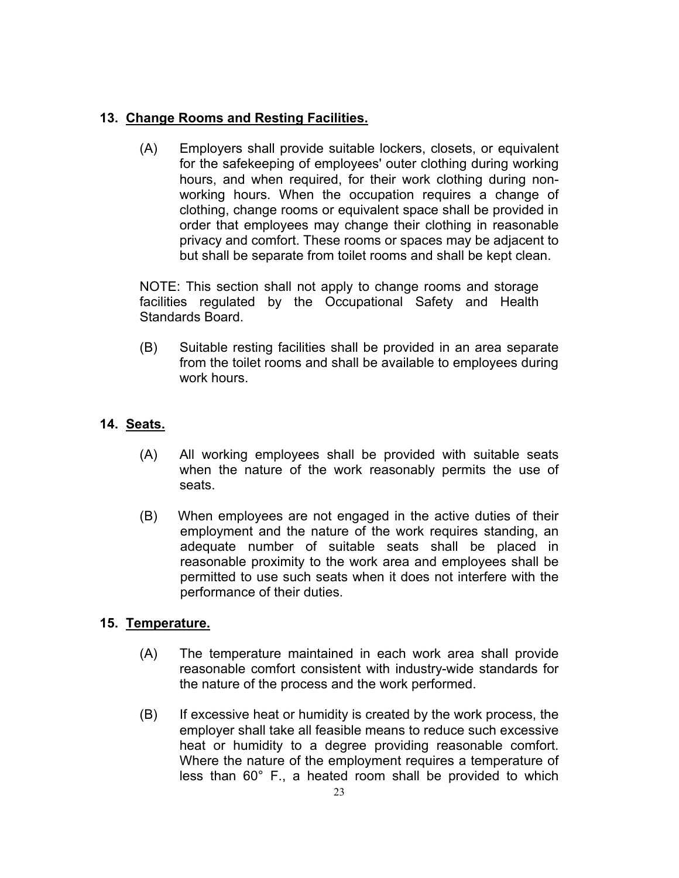## 13. Change Rooms and Resting Facilities.

(A) Employers shall provide suitable lockers, closets, or equivalent for the safekeeping of employees' outer clothing during working hours, and when required, for their work clothing during non-working hours. When the occupation requires a change of clothing, change rooms or equivalent space shall be provided in order that employees may change their clothing in reasonable privacy and comfort. These rooms or spaces may be adjacent to but shall be separate from toilet rooms and shall be kept clean.

NOTE: This section shall not apply to change rooms and storage facilities regulated by the Occupational Safety and Health Standards Board.

(B) Suitable resting facilities shall be provided in an area separate from the toilet rooms and shall be available to employees during work hours.

## 14. Seats.

(A) All working employees shall be provided with suitable seats when the nature of the work reasonably permits the use of seats.

(B) When employees are not engaged in the active duties of their employment and the nature of the work requires standing, an adequate number of suitable seats shall be placed in reasonable proximity to the work area and employees shall be permitted to use such seats when it does not interfere with the performance of their duties.

## 15. Temperature.

(A) The temperature maintained in each work area shall provide reasonable comfort consistent with industry-wide standards for the nature of the process and the work performed.

(B) If excessive heat or humidity is created by the work process, the employer shall take all feasible means to reduce such excessive heat or humidity to a degree providing reasonable comfort. Where the nature of the employment requires a temperature of less than 60° F., a heated room shall be provided to which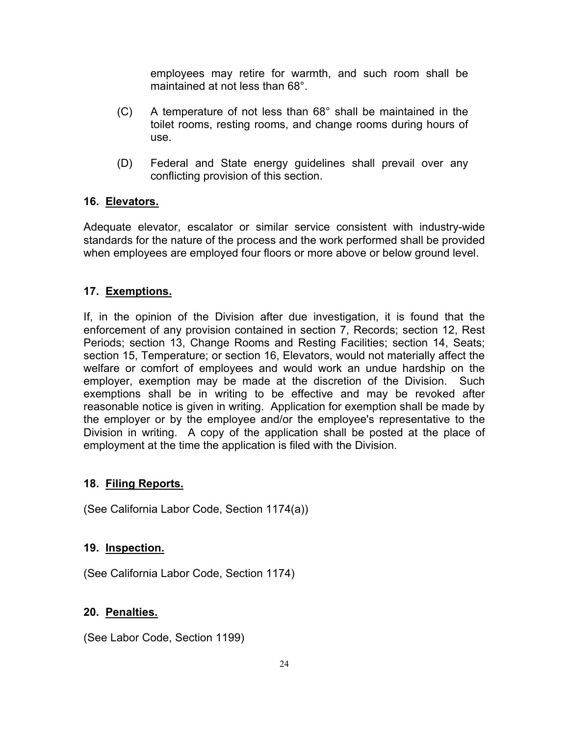employees may retire for warmth, and such room shall be maintained at not less than 68°.

(C) A temperature of not less than 68° shall be maintained in the toilet rooms, resting rooms, and change rooms during hours of use.

(D) Federal and State energy guidelines shall prevail over any conflicting provision of this section.

### 16. Elevators.

Adequate elevator, escalator or similar service consistent with industry-wide standards for the nature of the process and the work performed shall be provided when employees are employed four floors or more above or below ground level.

### 17. Exemptions.

If, in the opinion of the Division after due investigation, it is found that the enforcement of any provision contained in section 7, Records; section 12, Rest Periods; section 13, Change Rooms and Resting Facilities; section 14, Seats; section 15, Temperature; or section 16, Elevators, would not materially affect the welfare or comfort of employees and would work an undue hardship on the employer, exemption may be made at the discretion of the Division. Such exemptions shall be in writing to be effective and may be revoked after reasonable notice is given in writing. Application for exemption shall be made by the employer or by the employee and/or the employee's representative to the Division in writing. A copy of the application shall be posted at the place of employment at the time the application is filed with the Division.

### 18. Filing Reports.

(See California Labor Code, Section 1174(a))

### 19. Inspection.

(See California Labor Code, Section 1174)

### 20. Penalties.

(See Labor Code, Section 1199)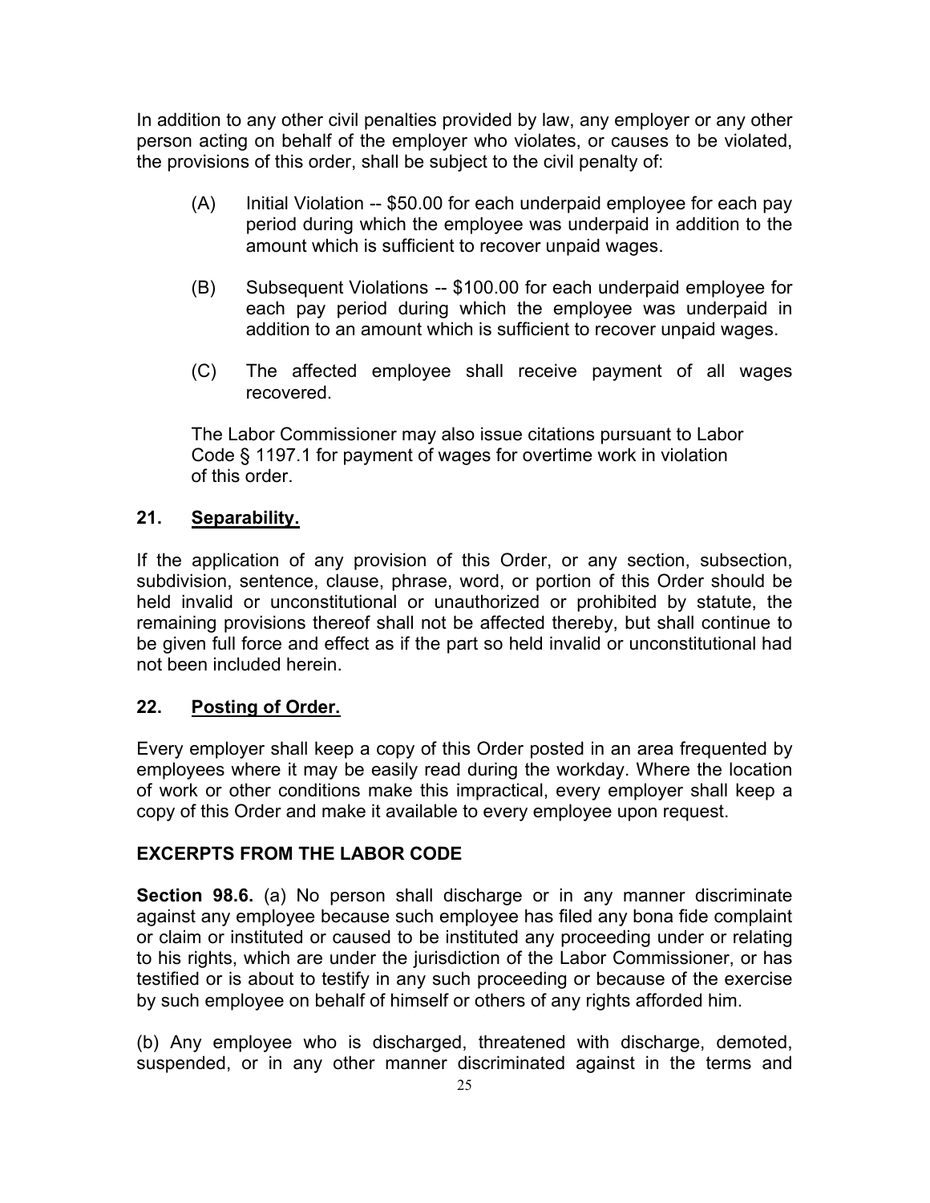In addition to any other civil penalties provided by law, any employer or any other person acting on behalf of the employer who violates, or causes to be violated, the provisions of this order, shall be subject to the civil penalty of:

(A) Initial Violation -- $50.00 for each underpaid employee for each pay period during which the employee was underpaid in addition to the amount which is sufficient to recover unpaid wages.

(B) Subsequent Violations -- $100.00 for each underpaid employee for each pay period during which the employee was underpaid in addition to an amount which is sufficient to recover unpaid wages.

(C) The affected employee shall receive payment of all wages recovered.

The Labor Commissioner may also issue citations pursuant to Labor Code § 1197.1 for payment of wages for overtime work in violation of this order.

## 21. Separability.

If the application of any provision of this Order, or any section, subsection, subdivision, sentence, clause, phrase, word, or portion of this Order should be held invalid or unconstitutional or unauthorized or prohibited by statute, the remaining provisions thereof shall not be affected thereby, but shall continue to be given full force and effect as if the part so held invalid or unconstitutional had not been included herein.

## 22. Posting of Order.

Every employer shall keep a copy of this Order posted in an area frequented by employees where it may be easily read during the workday. Where the location of work or other conditions make this impractical, every employer shall keep a copy of this Order and make it available to every employee upon request.

## EXCERPTS FROM THE LABOR CODE

**Section 98.6.** (a) No person shall discharge or in any manner discriminate against any employee because such employee has filed any bona fide complaint or claim or instituted or caused to be instituted any proceeding under or relating to his rights, which are under the jurisdiction of the Labor Commissioner, or has testified or is about to testify in any such proceeding or because of the exercise by such employee on behalf of himself or others of any rights afforded him.

(b) Any employee who is discharged, threatened with discharge, demoted, suspended, or in any other manner discriminated against in the terms and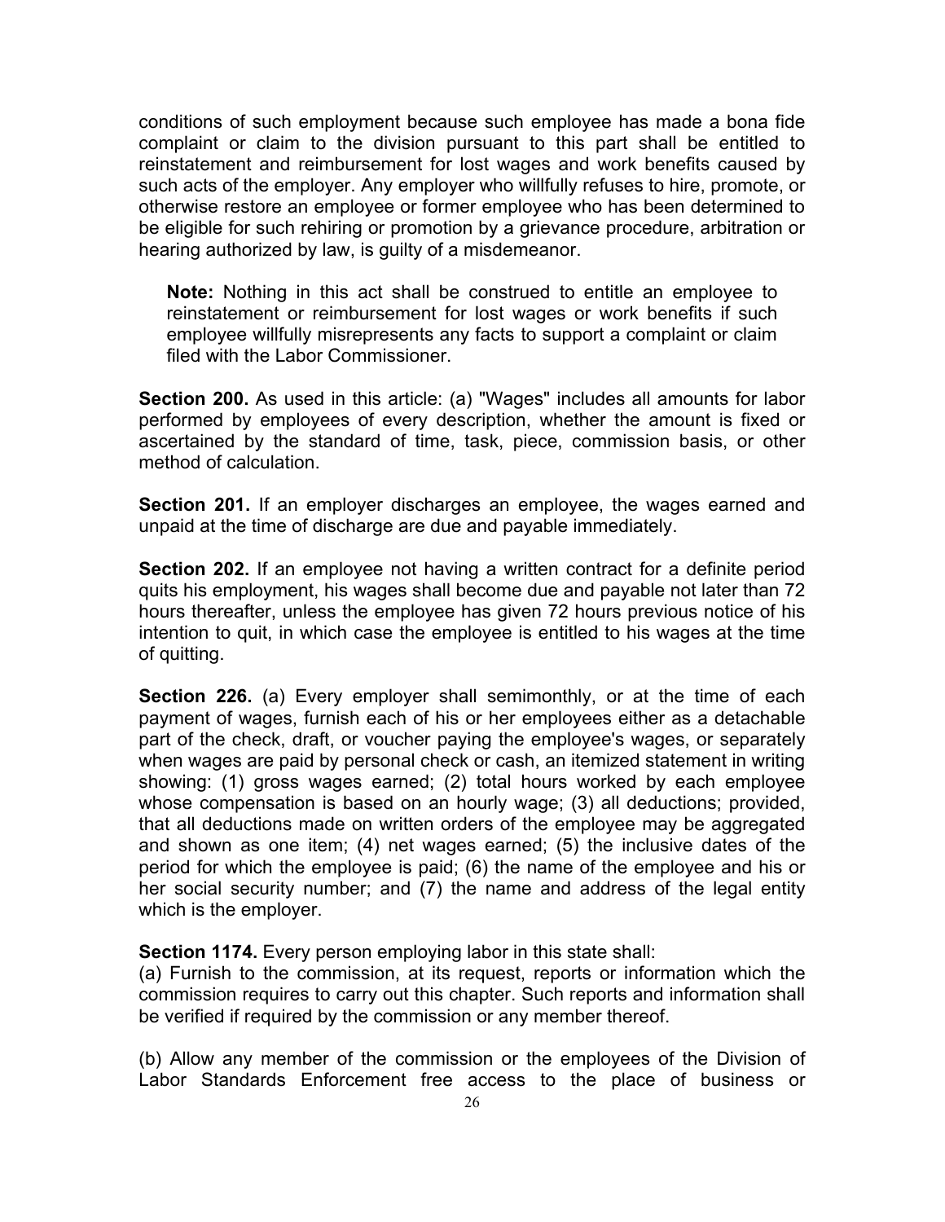conditions of such employment because such employee has made a bona fide complaint or claim to the division pursuant to this part shall be entitled to reinstatement and reimbursement for lost wages and work benefits caused by such acts of the employer. Any employer who willfully refuses to hire, promote, or otherwise restore an employee or former employee who has been determined to be eligible for such rehiring or promotion by a grievance procedure, arbitration or hearing authorized by law, is guilty of a misdemeanor.

> **Note:** Nothing in this act shall be construed to entitle an employee to reinstatement or reimbursement for lost wages or work benefits if such employee willfully misrepresents any facts to support a complaint or claim filed with the Labor Commissioner.

**Section 200.** As used in this article: (a) "Wages" includes all amounts for labor performed by employees of every description, whether the amount is fixed or ascertained by the standard of time, task, piece, commission basis, or other method of calculation.

**Section 201.** If an employer discharges an employee, the wages earned and unpaid at the time of discharge are due and payable immediately.

**Section 202.** If an employee not having a written contract for a definite period quits his employment, his wages shall become due and payable not later than 72 hours thereafter, unless the employee has given 72 hours previous notice of his intention to quit, in which case the employee is entitled to his wages at the time of quitting.

**Section 226.** (a) Every employer shall semimonthly, or at the time of each payment of wages, furnish each of his or her employees either as a detachable part of the check, draft, or voucher paying the employee's wages, or separately when wages are paid by personal check or cash, an itemized statement in writing showing: (1) gross wages earned; (2) total hours worked by each employee whose compensation is based on an hourly wage; (3) all deductions; provided, that all deductions made on written orders of the employee may be aggregated and shown as one item; (4) net wages earned; (5) the inclusive dates of the period for which the employee is paid; (6) the name of the employee and his or her social security number; and (7) the name and address of the legal entity which is the employer.

**Section 1174.** Every person employing labor in this state shall:

(a) Furnish to the commission, at its request, reports or information which the commission requires to carry out this chapter. Such reports and information shall be verified if required by the commission or any member thereof.

(b) Allow any member of the commission or the employees of the Division of Labor Standards Enforcement free access to the place of business or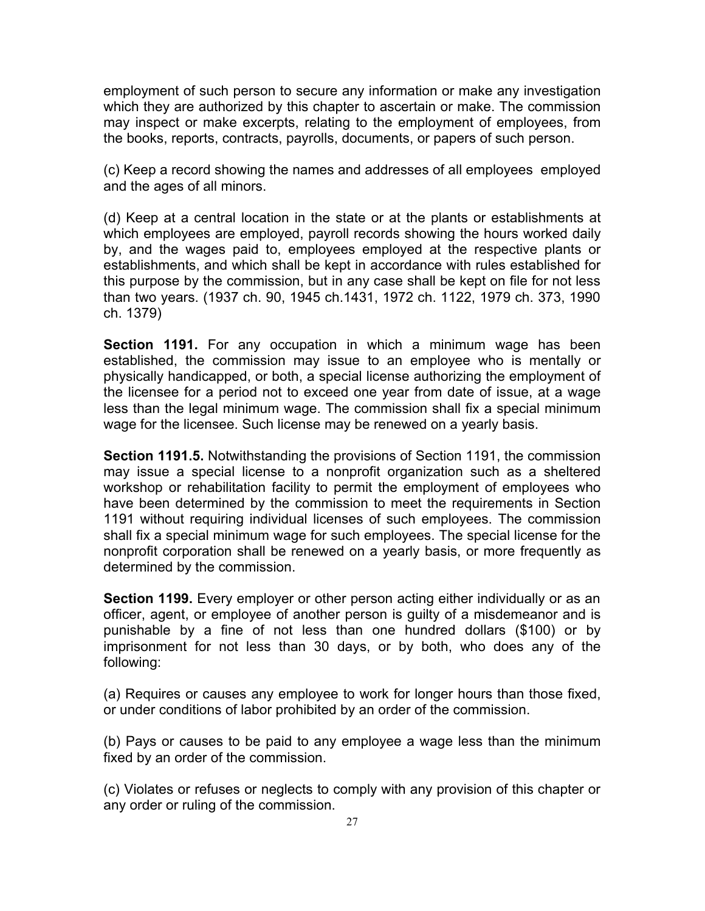employment of such person to secure any information or make any investigation which they are authorized by this chapter to ascertain or make. The commission may inspect or make excerpts, relating to the employment of employees, from the books, reports, contracts, payrolls, documents, or papers of such person.

(c) Keep a record showing the names and addresses of all employees employed and the ages of all minors.

(d) Keep at a central location in the state or at the plants or establishments at which employees are employed, payroll records showing the hours worked daily by, and the wages paid to, employees employed at the respective plants or establishments, and which shall be kept in accordance with rules established for this purpose by the commission, but in any case shall be kept on file for not less than two years. (1937 ch. 90, 1945 ch.1431, 1972 ch. 1122, 1979 ch. 373, 1990 ch. 1379)

**Section 1191.** For any occupation in which a minimum wage has been established, the commission may issue to an employee who is mentally or physically handicapped, or both, a special license authorizing the employment of the licensee for a period not to exceed one year from date of issue, at a wage less than the legal minimum wage. The commission shall fix a special minimum wage for the licensee. Such license may be renewed on a yearly basis.

**Section 1191.5.** Notwithstanding the provisions of Section 1191, the commission may issue a special license to a nonprofit organization such as a sheltered workshop or rehabilitation facility to permit the employment of employees who have been determined by the commission to meet the requirements in Section 1191 without requiring individual licenses of such employees. The commission shall fix a special minimum wage for such employees. The special license for the nonprofit corporation shall be renewed on a yearly basis, or more frequently as determined by the commission.

**Section 1199.** Every employer or other person acting either individually or as an officer, agent, or employee of another person is guilty of a misdemeanor and is punishable by a fine of not less than one hundred dollars ($100) or by imprisonment for not less than 30 days, or by both, who does any of the following:

(a) Requires or causes any employee to work for longer hours than those fixed, or under conditions of labor prohibited by an order of the commission.

(b) Pays or causes to be paid to any employee a wage less than the minimum fixed by an order of the commission.

(c) Violates or refuses or neglects to comply with any provision of this chapter or any order or ruling of the commission.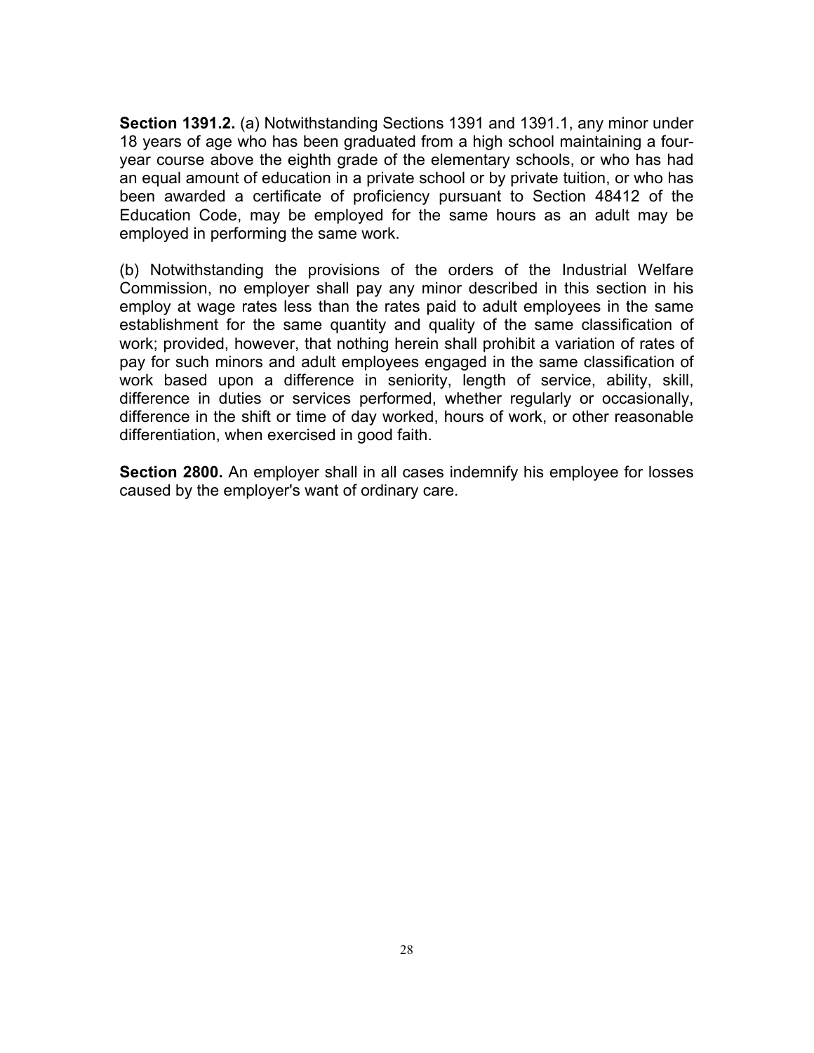**Section 1391.2.** (a) Notwithstanding Sections 1391 and 1391.1, any minor under 18 years of age who has been graduated from a high school maintaining a four-year course above the eighth grade of the elementary schools, or who has had an equal amount of education in a private school or by private tuition, or who has been awarded a certificate of proficiency pursuant to Section 48412 of the Education Code, may be employed for the same hours as an adult may be employed in performing the same work.

(b) Notwithstanding the provisions of the orders of the Industrial Welfare Commission, no employer shall pay any minor described in this section in his employ at wage rates less than the rates paid to adult employees in the same establishment for the same quantity and quality of the same classification of work; provided, however, that nothing herein shall prohibit a variation of rates of pay for such minors and adult employees engaged in the same classification of work based upon a difference in seniority, length of service, ability, skill, difference in duties or services performed, whether regularly or occasionally, difference in the shift or time of day worked, hours of work, or other reasonable differentiation, when exercised in good faith.

**Section 2800.** An employer shall in all cases indemnify his employee for losses caused by the employer's want of ordinary care.